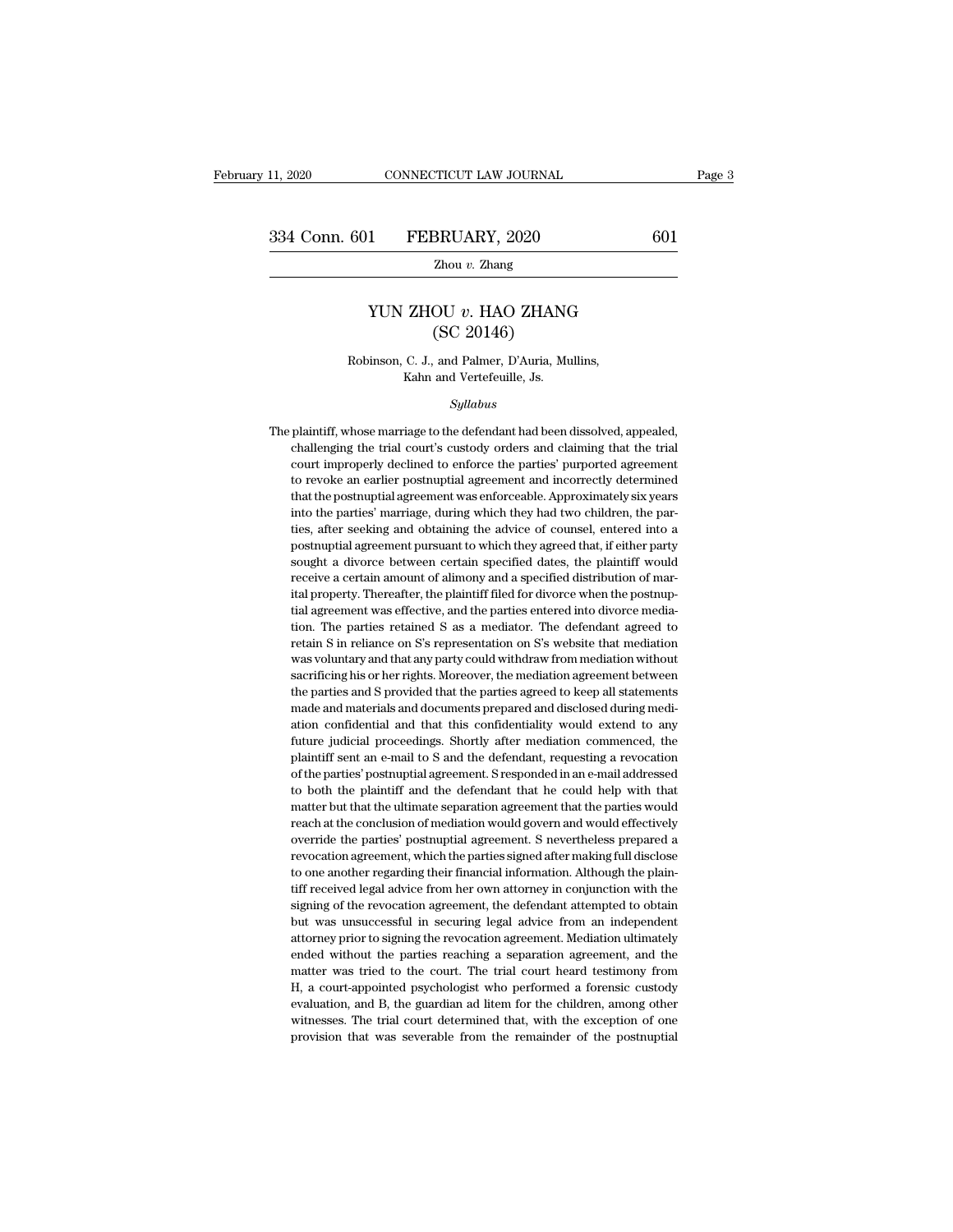# YUN ZHOU *v.* HAO ZHANG
## (SC 20146)

Robinson, C. J., and Palmer, D'Auria, Mullins, Kahn and Vertefeuille, Js.

*Syllabus*

The plaintiff, whose marriage to the defendant had been dissolved, appealed, challenging the trial court's custody orders and claiming that the trial court improperly declined to enforce the parties' purported agreement to revoke an earlier postnuptial agreement and incorrectly determined that the postnuptial agreement was enforceable. Approximately six years into the parties' marriage, during which they had two children, the parties, after seeking and obtaining the advice of counsel, entered into a postnuptial agreement pursuant to which they agreed that, if either party sought a divorce between certain specified dates, the plaintiff would receive a certain amount of alimony and a specified distribution of marital property. Thereafter, the plaintiff filed for divorce when the postnuptial agreement was effective, and the parties entered into divorce mediation. The parties retained S as a mediator. The defendant agreed to retain S in reliance on S's representation on S's website that mediation was voluntary and that any party could withdraw from mediation without sacrificing his or her rights. Moreover, the mediation agreement between the parties and S provided that the parties agreed to keep all statements made and materials and documents prepared and disclosed during mediation confidential and that this confidentiality would extend to any future judicial proceedings. Shortly after mediation commenced, the plaintiff sent an e-mail to S and the defendant, requesting a revocation of the parties' postnuptial agreement. S responded in an e-mail addressed to both the plaintiff and the defendant that he could help with that matter but that the ultimate separation agreement that the parties would reach at the conclusion of mediation would govern and would effectively override the parties' postnuptial agreement. S nevertheless prepared a revocation agreement, which the parties signed after making full disclose to one another regarding their financial information. Although the plaintiff received legal advice from her own attorney in conjunction with the signing of the revocation agreement, the defendant attempted to obtain but was unsuccessful in securing legal advice from an independent attorney prior to signing the revocation agreement. Mediation ultimately ended without the parties reaching a separation agreement, and the matter was tried to the court. The trial court heard testimony from H, a court-appointed psychologist who performed a forensic custody evaluation, and B, the guardian ad litem for the children, among other witnesses. The trial court determined that, with the exception of one provision that was severable from the remainder of the postnuptial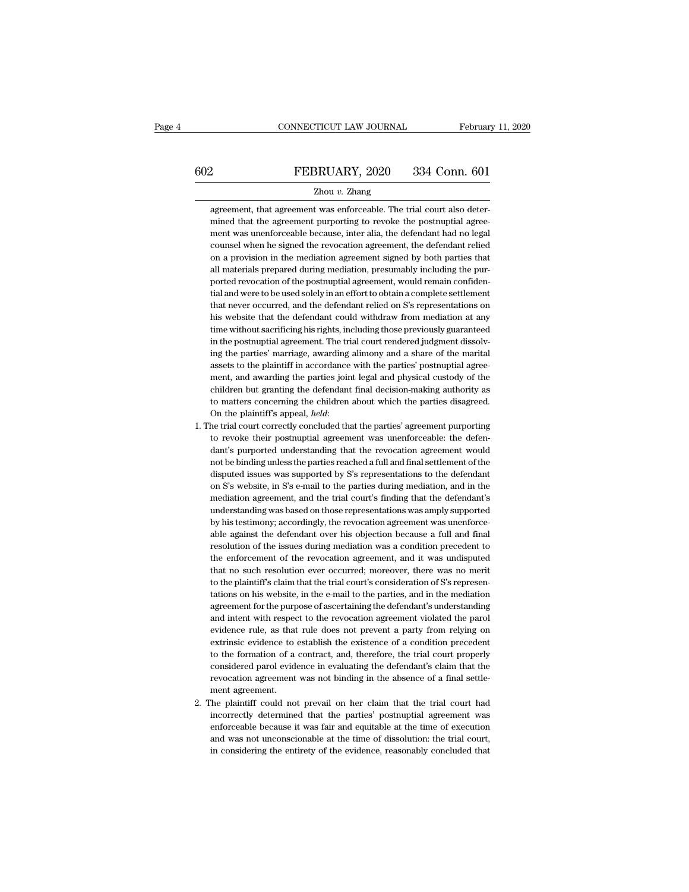agreement, that agreement was enforceable. The trial court also determined that the agreement purporting to revoke the postnuptial agreement was unenforceable because, inter alia, the defendant had no legal counsel when he signed the revocation agreement, the defendant relied on a provision in the mediation agreement signed by both parties that all materials prepared during mediation, presumably including the purported revocation of the postnuptial agreement, would remain confidential and were to be used solely in an effort to obtain a complete settlement that never occurred, and the defendant relied on S's representations on his website that the defendant could withdraw from mediation at any time without sacrificing his rights, including those previously guaranteed in the postnuptial agreement. The trial court rendered judgment dissolving the parties' marriage, awarding alimony and a share of the marital assets to the plaintiff in accordance with the parties' postnuptial agreement, and awarding the parties joint legal and physical custody of the children but granting the defendant final decision-making authority as to matters concerning the children about which the parties disagreed. On the plaintiff's appeal, *held*:

1. The trial court correctly concluded that the parties' agreement purporting to revoke their postnuptial agreement was unenforceable: the defendant's purported understanding that the revocation agreement would not be binding unless the parties reached a full and final settlement of the disputed issues was supported by S's representations to the defendant on S's website, in S's e-mail to the parties during mediation, and in the mediation agreement, and the trial court's finding that the defendant's understanding was based on those representations was amply supported by his testimony; accordingly, the revocation agreement was unenforceable against the defendant over his objection because a full and final resolution of the issues during mediation was a condition precedent to the enforcement of the revocation agreement, and it was undisputed that no such resolution ever occurred; moreover, there was no merit to the plaintiff's claim that the trial court's consideration of S's representations on his website, in the e-mail to the parties, and in the mediation agreement for the purpose of ascertaining the defendant's understanding and intent with respect to the revocation agreement violated the parol evidence rule, as that rule does not prevent a party from relying on extrinsic evidence to establish the existence of a condition precedent to the formation of a contract, and, therefore, the trial court properly considered parol evidence in evaluating the defendant's claim that the revocation agreement was not binding in the absence of a final settlement agreement.
2. The plaintiff could not prevail on her claim that the trial court had incorrectly determined that the parties' postnuptial agreement was enforceable because it was fair and equitable at the time of execution and was not unconscionable at the time of dissolution: the trial court, in considering the entirety of the evidence, reasonably concluded that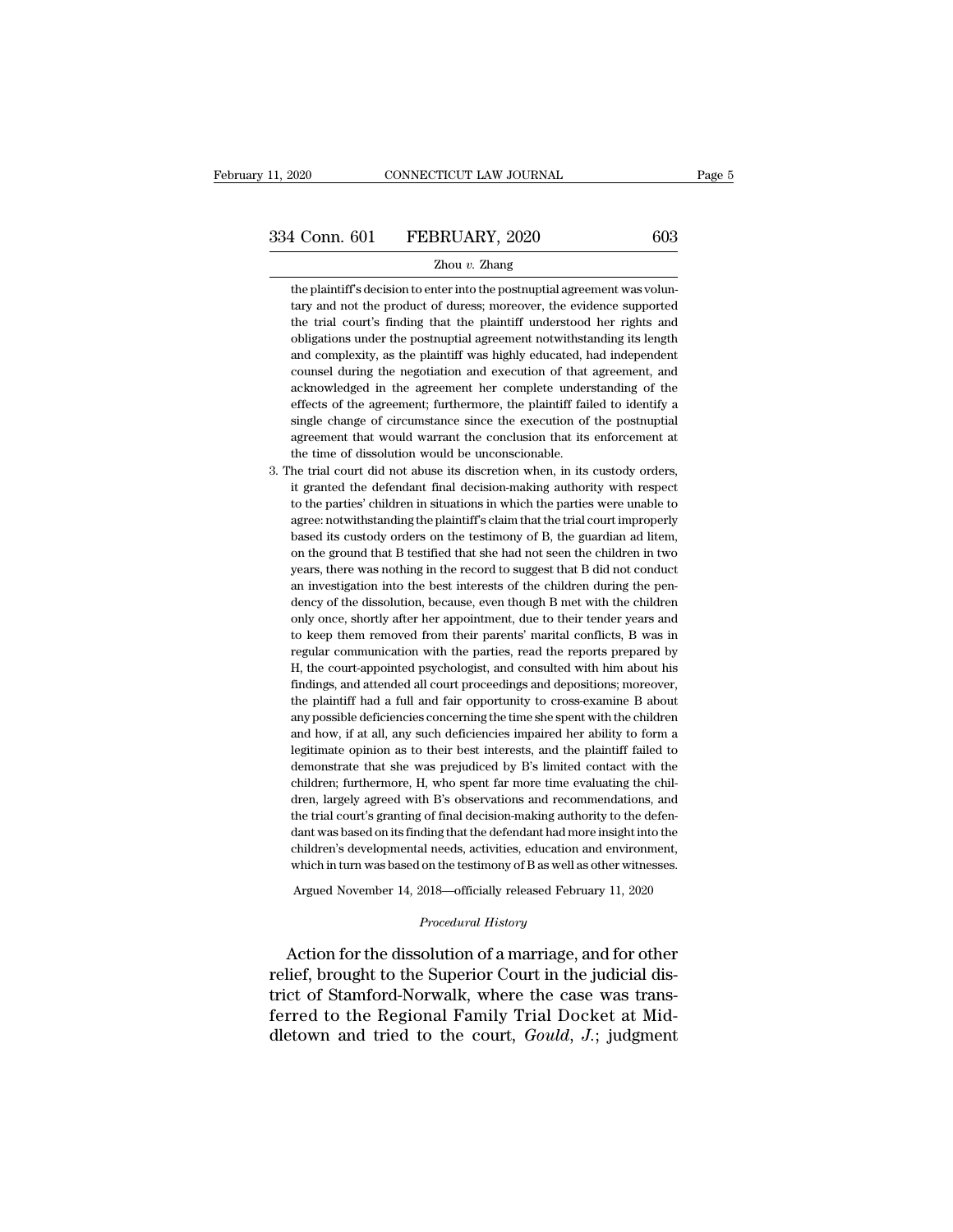the plaintiff's decision to enter into the postnuptial agreement was voluntary and not the product of duress; moreover, the evidence supported the trial court's finding that the plaintiff understood her rights and obligations under the postnuptial agreement notwithstanding its length and complexity, as the plaintiff was highly educated, had independent counsel during the negotiation and execution of that agreement, and acknowledged in the agreement her complete understanding of the effects of the agreement; furthermore, the plaintiff failed to identify a single change of circumstance since the execution of the postnuptial agreement that would warrant the conclusion that its enforcement at the time of dissolution would be unconscionable.

3. The trial court did not abuse its discretion when, in its custody orders, it granted the defendant final decision-making authority with respect to the parties' children in situations in which the parties were unable to agree: notwithstanding the plaintiff's claim that the trial court improperly based its custody orders on the testimony of B, the guardian ad litem, on the ground that B testified that she had not seen the children in two years, there was nothing in the record to suggest that B did not conduct an investigation into the best interests of the children during the pendency of the dissolution, because, even though B met with the children only once, shortly after her appointment, due to their tender years and to keep them removed from their parents' marital conflicts, B was in regular communication with the parties, read the reports prepared by H, the court-appointed psychologist, and consulted with him about his findings, and attended all court proceedings and depositions; moreover, the plaintiff had a full and fair opportunity to cross-examine B about any possible deficiencies concerning the time she spent with the children and how, if at all, any such deficiencies impaired her ability to form a legitimate opinion as to their best interests, and the plaintiff failed to demonstrate that she was prejudiced by B's limited contact with the children; furthermore, H, who spent far more time evaluating the children, largely agreed with B's observations and recommendations, and the trial court's granting of final decision-making authority to the defendant was based on its finding that the defendant had more insight into the children's developmental needs, activities, education and environment, which in turn was based on the testimony of B as well as other witnesses.

Argued November 14, 2018—officially released February 11, 2020

*Procedural History*

Action for the dissolution of a marriage, and for other relief, brought to the Superior Court in the judicial district of Stamford-Norwalk, where the case was transferred to the Regional Family Trial Docket at Middletown and tried to the court, *Gould, J.*; judgment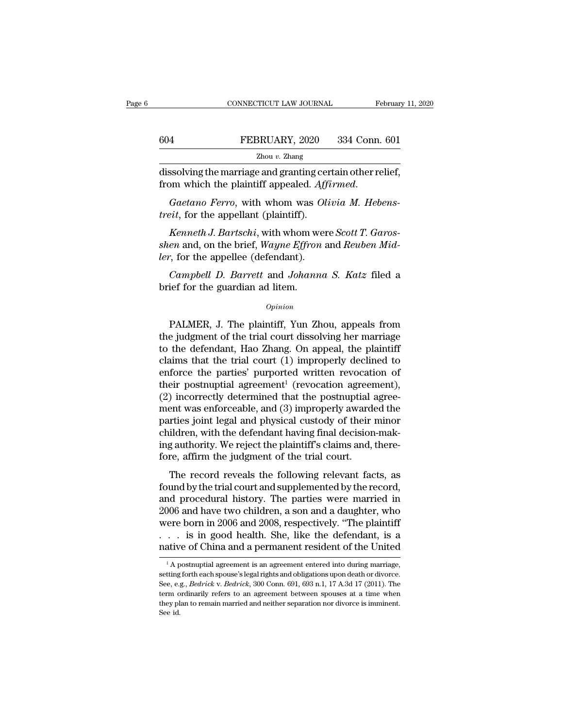dissolving the marriage and granting certain other relief, from which the plaintiff appealed. *Affirmed.*

*Gaetano Ferro*, with whom was *Olivia M. Hebenstreit*, for the appellant (plaintiff).

*Kenneth J. Bartschi*, with whom were *Scott T. Garosshen* and, on the brief, *Wayne Effron* and *Reuben Midler*, for the appellee (defendant).

*Campbell D. Barrett* and *Johanna S. Katz* filed a brief for the guardian ad litem.

*Opinion*

PALMER, J. The plaintiff, Yun Zhou, appeals from the judgment of the trial court dissolving her marriage to the defendant, Hao Zhang. On appeal, the plaintiff claims that the trial court (1) improperly declined to enforce the parties' purported written revocation of their postnuptial agreement[1] (revocation agreement), (2) incorrectly determined that the postnuptial agreement was enforceable, and (3) improperly awarded the parties joint legal and physical custody of their minor children, with the defendant having final decision-making authority. We reject the plaintiff's claims and, therefore, affirm the judgment of the trial court.

The record reveals the following relevant facts, as found by the trial court and supplemented by the record, and procedural history. The parties were married in 2006 and have two children, a son and a daughter, who were born in 2006 and 2008, respectively. "The plaintiff . . . is in good health. She, like the defendant, is a native of China and a permanent resident of the United

[1] A postnuptial agreement is an agreement entered into during marriage, setting forth each spouse's legal rights and obligations upon death or divorce. See, e.g., *Bedrick* v. *Bedrick*, 300 Conn. 691, 693 n.1, 17 A.3d 17 (2011). The term ordinarily refers to an agreement between spouses at a time when they plan to remain married and neither separation nor divorce is imminent. See id.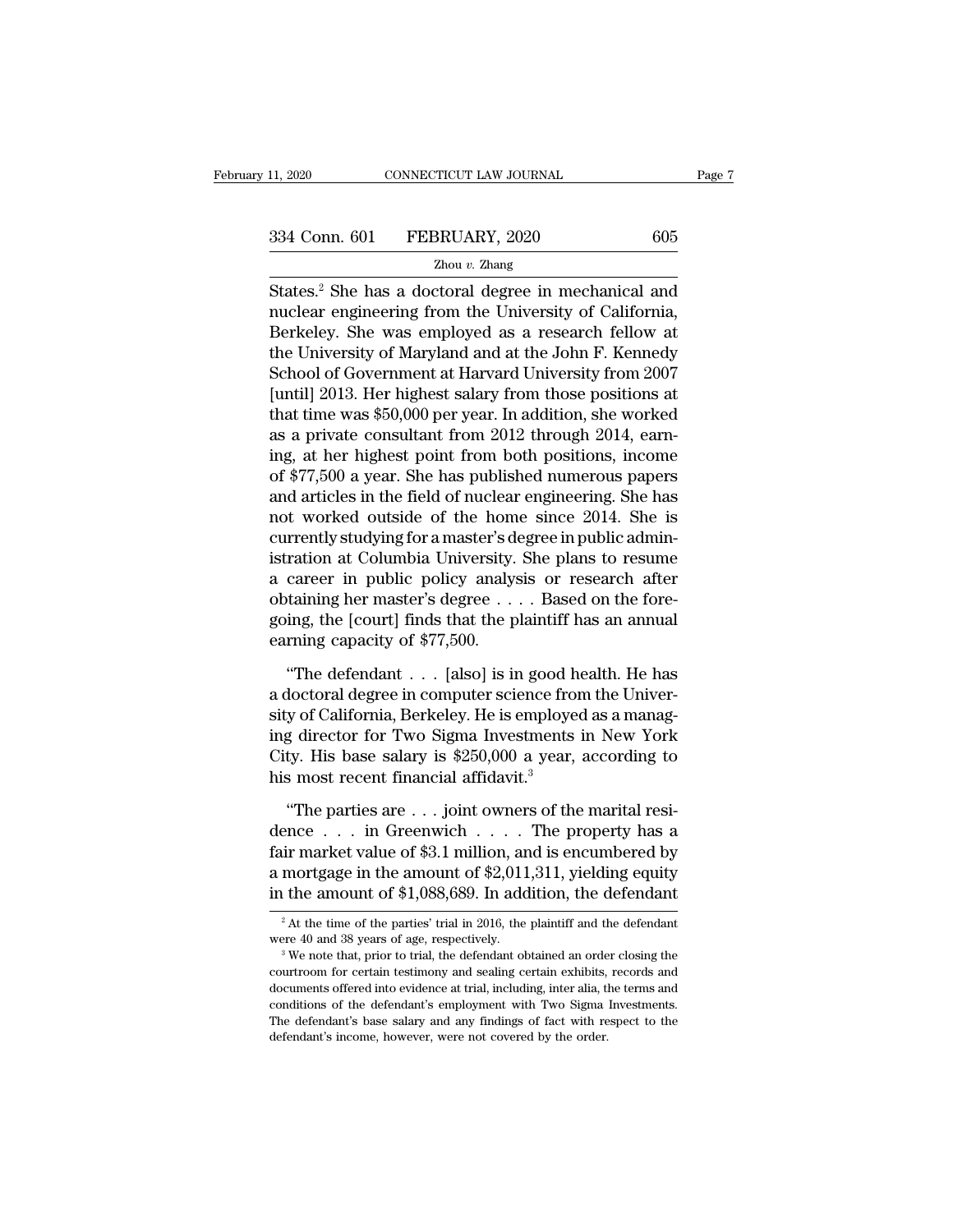States.[2] She has a doctoral degree in mechanical and nuclear engineering from the University of California, Berkeley. She was employed as a research fellow at the University of Maryland and at the John F. Kennedy School of Government at Harvard University from 2007 [until] 2013. Her highest salary from those positions at that time was $50,000 per year. In addition, she worked as a private consultant from 2012 through 2014, earning, at her highest point from both positions, income of $77,500 a year. She has published numerous papers and articles in the field of nuclear engineering. She has not worked outside of the home since 2014. She is currently studying for a master's degree in public administration at Columbia University. She plans to resume a career in public policy analysis or research after obtaining her master's degree . . . . Based on the foregoing, the [court] finds that the plaintiff has an annual earning capacity of $77,500.

"The defendant . . . [also] is in good health. He has a doctoral degree in computer science from the University of California, Berkeley. He is employed as a managing director for Two Sigma Investments in New York City. His base salary is $250,000 a year, according to his most recent financial affidavit.[3]

"The parties are . . . joint owners of the marital residence . . . in Greenwich . . . . The property has a fair market value of $3.1 million, and is encumbered by a mortgage in the amount of $2,011,311, yielding equity in the amount of $1,088,689. In addition, the defendant

[2] At the time of the parties' trial in 2016, the plaintiff and the defendant were 40 and 38 years of age, respectively.

[3] We note that, prior to trial, the defendant obtained an order closing the courtroom for certain testimony and sealing certain exhibits, records and documents offered into evidence at trial, including, inter alia, the terms and conditions of the defendant's employment with Two Sigma Investments. The defendant's base salary and any findings of fact with respect to the defendant's income, however, were not covered by the order.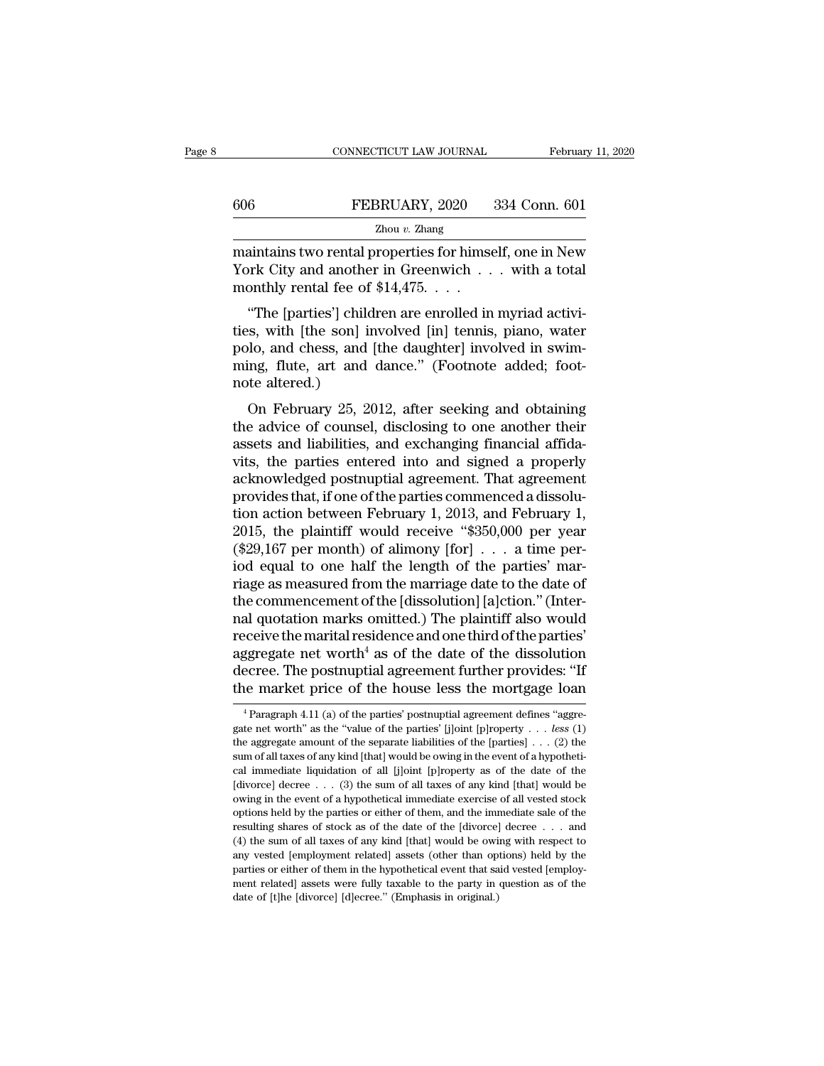maintains two rental properties for himself, one in New York City and another in Greenwich . . . with a total monthly rental fee of $14,475. . . .

"The [parties'] children are enrolled in myriad activities, with [the son] involved [in] tennis, piano, water polo, and chess, and [the daughter] involved in swimming, flute, art and dance." (Footnote added; footnote altered.)

On February 25, 2012, after seeking and obtaining the advice of counsel, disclosing to one another their assets and liabilities, and exchanging financial affidavits, the parties entered into and signed a properly acknowledged postnuptial agreement. That agreement provides that, if one of the parties commenced a dissolution action between February 1, 2013, and February 1, 2015, the plaintiff would receive "$350,000 per year ($29,167 per month) of alimony [for] . . . a time period equal to one half the length of the parties' marriage as measured from the marriage date to the date of the commencement of the [dissolution] [a]ction." (Internal quotation marks omitted.) The plaintiff also would receive the marital residence and one third of the parties' aggregate net worth[4] as of the date of the dissolution decree. The postnuptial agreement further provides: "If the market price of the house less the mortgage loan

[4] Paragraph 4.11 (a) of the parties' postnuptial agreement defines "aggregate net worth" as the "value of the parties' [j]oint [p]roperty . . . *less* (1) the aggregate amount of the separate liabilities of the [parties] . . . (2) the sum of all taxes of any kind [that] would be owing in the event of a hypothetical immediate liquidation of all [j]oint [p]roperty as of the date of the [divorce] decree . . . (3) the sum of all taxes of any kind [that] would be owing in the event of a hypothetical immediate exercise of all vested stock options held by the parties or either of them, and the immediate sale of the resulting shares of stock as of the date of the [divorce] decree . . . and (4) the sum of all taxes of any kind [that] would be owing with respect to any vested [employment related] assets (other than options) held by the parties or either of them in the hypothetical event that said vested [employment related] assets were fully taxable to the party in question as of the date of [t]he [divorce] [d]ecree." (Emphasis in original.)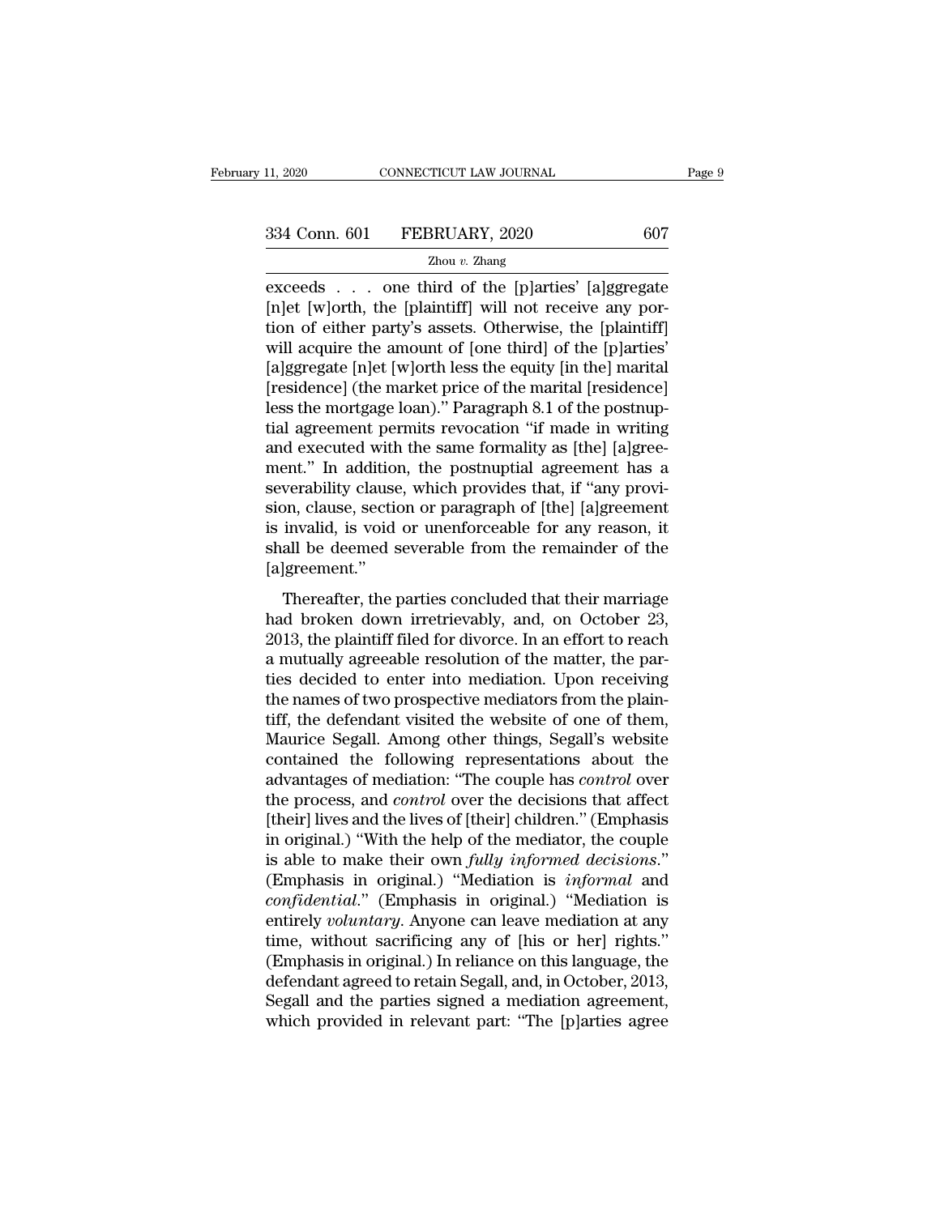exceeds . . . one third of the [p]arties' [a]ggregate [n]et [w]orth, the [plaintiff] will not receive any portion of either party's assets. Otherwise, the [plaintiff] will acquire the amount of [one third] of the [p]arties' [a]ggregate [n]et [w]orth less the equity [in the] marital [residence] (the market price of the marital [residence] less the mortgage loan)." Paragraph 8.1 of the postnuptial agreement permits revocation "if made in writing and executed with the same formality as [the] [a]greement." In addition, the postnuptial agreement has a severability clause, which provides that, if "any provision, clause, section or paragraph of [the] [a]greement is invalid, is void or unenforceable for any reason, it shall be deemed severable from the remainder of the [a]greement."

Thereafter, the parties concluded that their marriage had broken down irretrievably, and, on October 23, 2013, the plaintiff filed for divorce. In an effort to reach a mutually agreeable resolution of the matter, the parties decided to enter into mediation. Upon receiving the names of two prospective mediators from the plaintiff, the defendant visited the website of one of them, Maurice Segall. Among other things, Segall's website contained the following representations about the advantages of mediation: "The couple has *control* over the process, and *control* over the decisions that affect [their] lives and the lives of [their] children." (Emphasis in original.) "With the help of the mediator, the couple is able to make their own *fully informed decisions*." (Emphasis in original.) "Mediation is *informal* and *confidential*." (Emphasis in original.) "Mediation is entirely *voluntary*. Anyone can leave mediation at any time, without sacrificing any of [his or her] rights." (Emphasis in original.) In reliance on this language, the defendant agreed to retain Segall, and, in October, 2013, Segall and the parties signed a mediation agreement, which provided in relevant part: "The [p]arties agree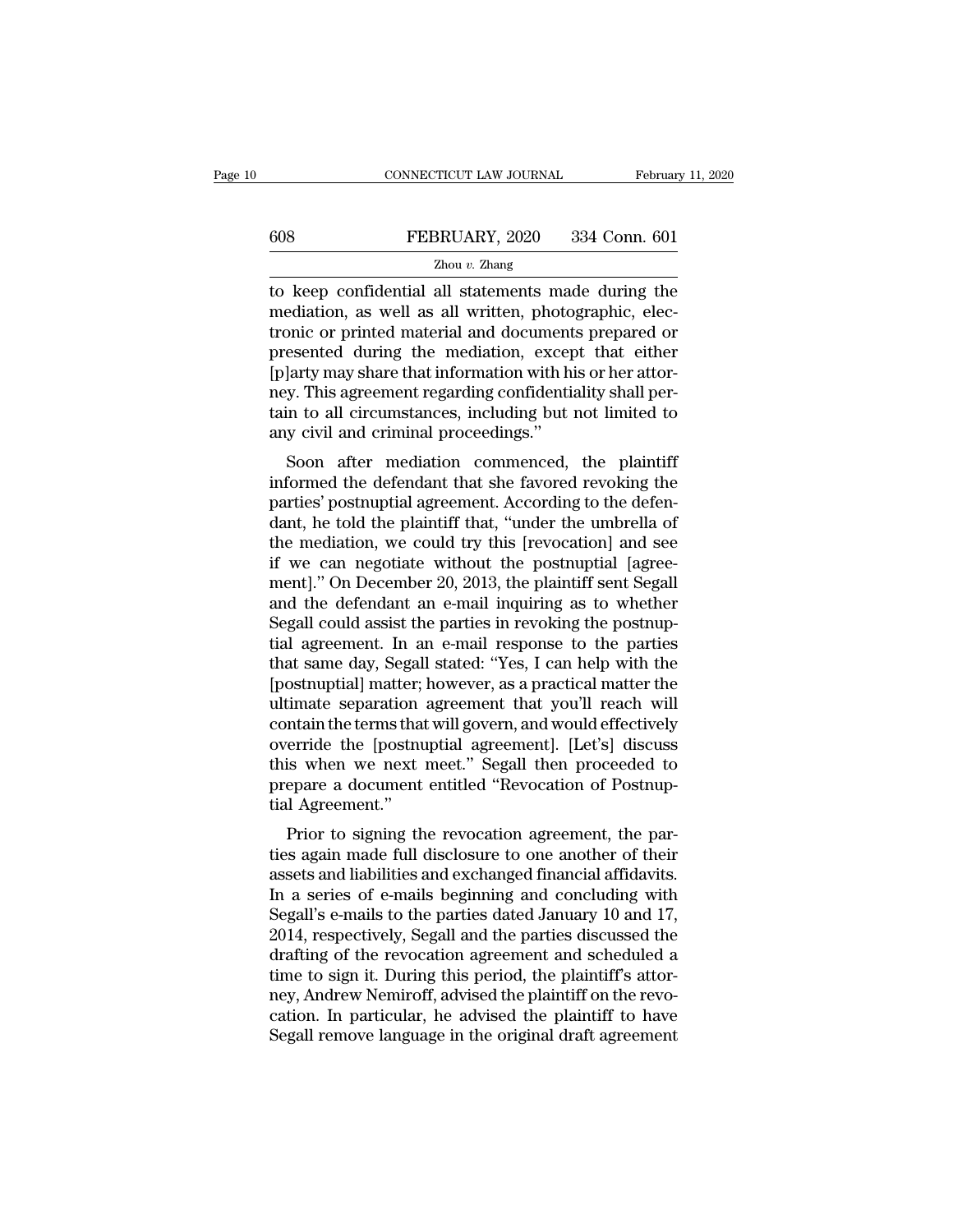to keep confidential all statements made during the mediation, as well as all written, photographic, electronic or printed material and documents prepared or presented during the mediation, except that either [p]arty may share that information with his or her attorney. This agreement regarding confidentiality shall pertain to all circumstances, including but not limited to any civil and criminal proceedings."

Soon after mediation commenced, the plaintiff informed the defendant that she favored revoking the parties' postnuptial agreement. According to the defendant, he told the plaintiff that, "under the umbrella of the mediation, we could try this [revocation] and see if we can negotiate without the postnuptial [agreement]." On December 20, 2013, the plaintiff sent Segall and the defendant an e-mail inquiring as to whether Segall could assist the parties in revoking the postnuptial agreement. In an e-mail response to the parties that same day, Segall stated: "Yes, I can help with the [postnuptial] matter; however, as a practical matter the ultimate separation agreement that you'll reach will contain the terms that will govern, and would effectively override the [postnuptial agreement]. [Let's] discuss this when we next meet." Segall then proceeded to prepare a document entitled "Revocation of Postnuptial Agreement."

Prior to signing the revocation agreement, the parties again made full disclosure to one another of their assets and liabilities and exchanged financial affidavits. In a series of e-mails beginning and concluding with Segall's e-mails to the parties dated January 10 and 17, 2014, respectively, Segall and the parties discussed the drafting of the revocation agreement and scheduled a time to sign it. During this period, the plaintiff's attorney, Andrew Nemiroff, advised the plaintiff on the revocation. In particular, he advised the plaintiff to have Segall remove language in the original draft agreement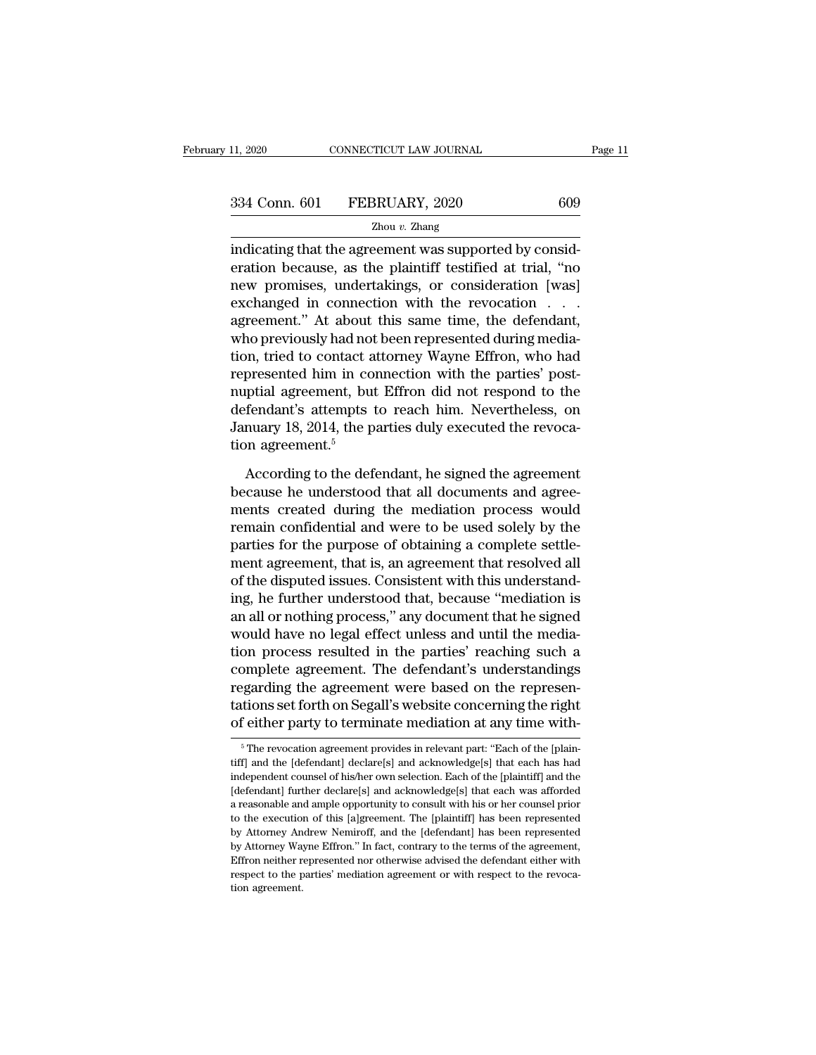indicating that the agreement was supported by consideration because, as the plaintiff testified at trial, "no new promises, undertakings, or consideration [was] exchanged in connection with the revocation . . . agreement." At about this same time, the defendant, who previously had not been represented during mediation, tried to contact attorney Wayne Effron, who had represented him in connection with the parties' postnuptial agreement, but Effron did not respond to the defendant's attempts to reach him. Nevertheless, on January 18, 2014, the parties duly executed the revocation agreement.[5]

According to the defendant, he signed the agreement because he understood that all documents and agreements created during the mediation process would remain confidential and were to be used solely by the parties for the purpose of obtaining a complete settlement agreement, that is, an agreement that resolved all of the disputed issues. Consistent with this understanding, he further understood that, because "mediation is an all or nothing process," any document that he signed would have no legal effect unless and until the mediation process resulted in the parties' reaching such a complete agreement. The defendant's understandings regarding the agreement were based on the representations set forth on Segall's website concerning the right of either party to terminate mediation at any time with-

[5] The revocation agreement provides in relevant part: "Each of the [plaintiff] and the [defendant] declare[s] and acknowledge[s] that each has had independent counsel of his/her own selection. Each of the [plaintiff] and the [defendant] further declare[s] and acknowledge[s] that each was afforded a reasonable and ample opportunity to consult with his or her counsel prior to the execution of this [a]greement. The [plaintiff] has been represented by Attorney Andrew Nemiroff, and the [defendant] has been represented by Attorney Wayne Effron." In fact, contrary to the terms of the agreement, Effron neither represented nor otherwise advised the defendant either with respect to the parties' mediation agreement or with respect to the revocation agreement.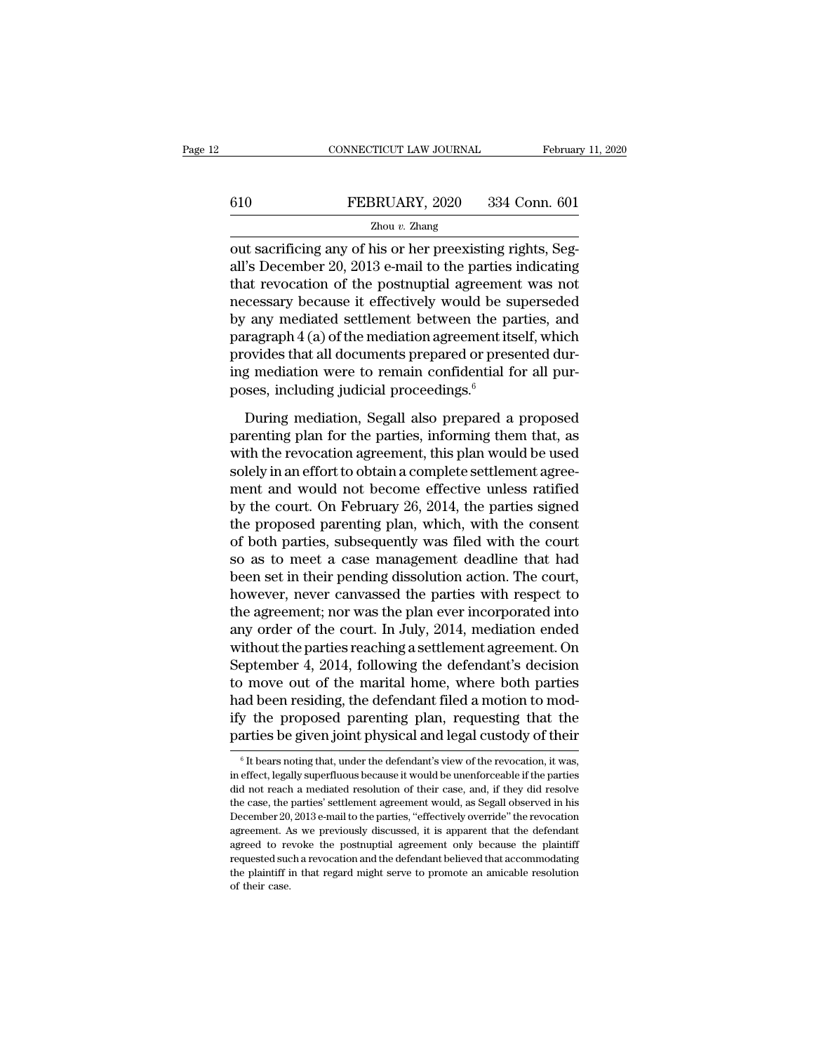out sacrificing any of his or her preexisting rights, Segall's December 20, 2013 e-mail to the parties indicating that revocation of the postnuptial agreement was not necessary because it effectively would be superseded by any mediated settlement between the parties, and paragraph 4 (a) of the mediation agreement itself, which provides that all documents prepared or presented during mediation were to remain confidential for all purposes, including judicial proceedings.[6]

During mediation, Segall also prepared a proposed parenting plan for the parties, informing them that, as with the revocation agreement, this plan would be used solely in an effort to obtain a complete settlement agreement and would not become effective unless ratified by the court. On February 26, 2014, the parties signed the proposed parenting plan, which, with the consent of both parties, subsequently was filed with the court so as to meet a case management deadline that had been set in their pending dissolution action. The court, however, never canvassed the parties with respect to the agreement; nor was the plan ever incorporated into any order of the court. In July, 2014, mediation ended without the parties reaching a settlement agreement. On September 4, 2014, following the defendant's decision to move out of the marital home, where both parties had been residing, the defendant filed a motion to modify the proposed parenting plan, requesting that the parties be given joint physical and legal custody of their

[6] It bears noting that, under the defendant's view of the revocation, it was, in effect, legally superfluous because it would be unenforceable if the parties did not reach a mediated resolution of their case, and, if they did resolve the case, the parties' settlement agreement would, as Segall observed in his December 20, 2013 e-mail to the parties, "effectively override" the revocation agreement. As we previously discussed, it is apparent that the defendant agreed to revoke the postnuptial agreement only because the plaintiff requested such a revocation and the defendant believed that accommodating the plaintiff in that regard might serve to promote an amicable resolution of their case.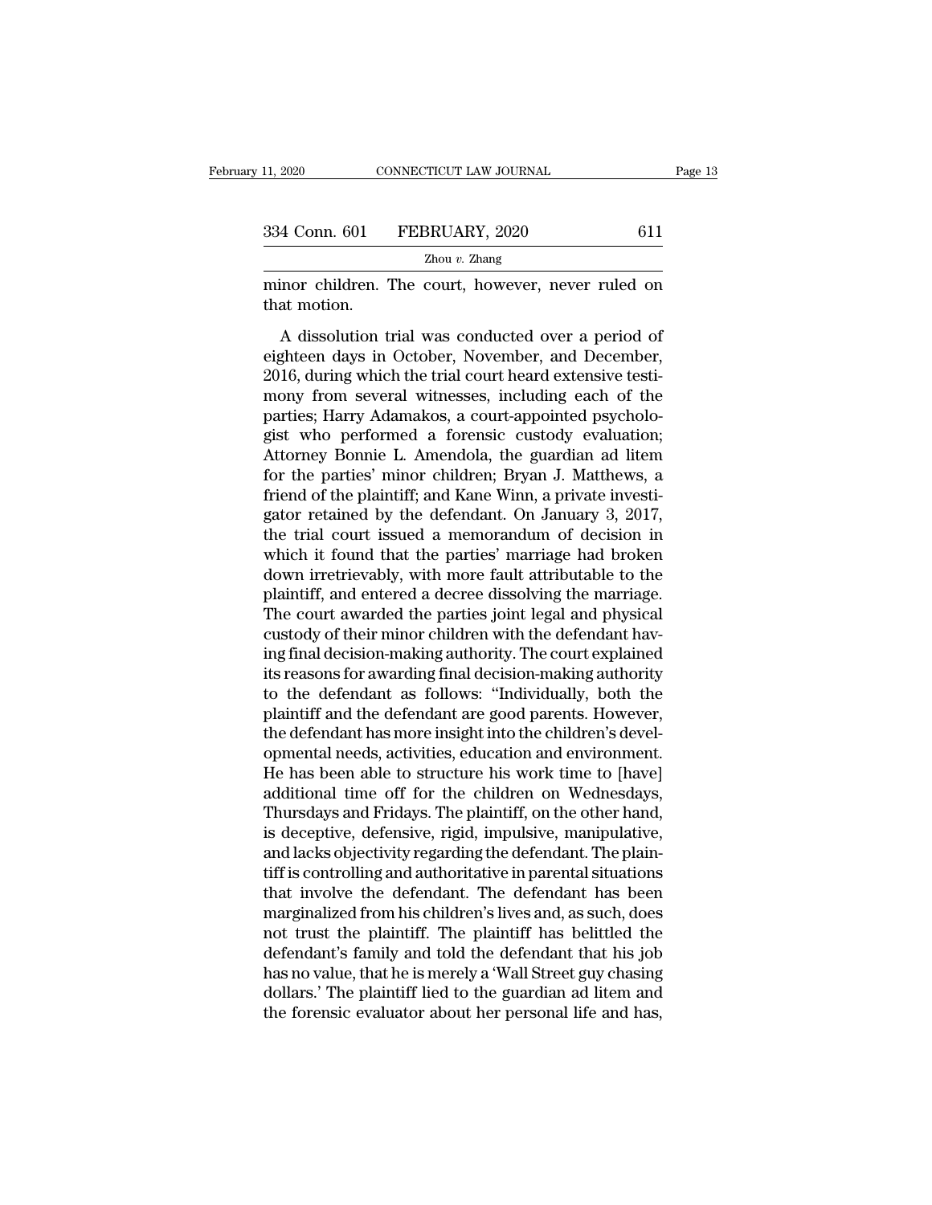minor children. The court, however, never ruled on that motion.

A dissolution trial was conducted over a period of eighteen days in October, November, and December, 2016, during which the trial court heard extensive testimony from several witnesses, including each of the parties; Harry Adamakos, a court-appointed psychologist who performed a forensic custody evaluation; Attorney Bonnie L. Amendola, the guardian ad litem for the parties' minor children; Bryan J. Matthews, a friend of the plaintiff; and Kane Winn, a private investigator retained by the defendant. On January 3, 2017, the trial court issued a memorandum of decision in which it found that the parties' marriage had broken down irretrievably, with more fault attributable to the plaintiff, and entered a decree dissolving the marriage. The court awarded the parties joint legal and physical custody of their minor children with the defendant having final decision-making authority. The court explained its reasons for awarding final decision-making authority to the defendant as follows: "Individually, both the plaintiff and the defendant are good parents. However, the defendant has more insight into the children's developmental needs, activities, education and environment. He has been able to structure his work time to [have] additional time off for the children on Wednesdays, Thursdays and Fridays. The plaintiff, on the other hand, is deceptive, defensive, rigid, impulsive, manipulative, and lacks objectivity regarding the defendant. The plaintiff is controlling and authoritative in parental situations that involve the defendant. The defendant has been marginalized from his children's lives and, as such, does not trust the plaintiff. The plaintiff has belittled the defendant's family and told the defendant that his job has no value, that he is merely a 'Wall Street guy chasing dollars.' The plaintiff lied to the guardian ad litem and the forensic evaluator about her personal life and has,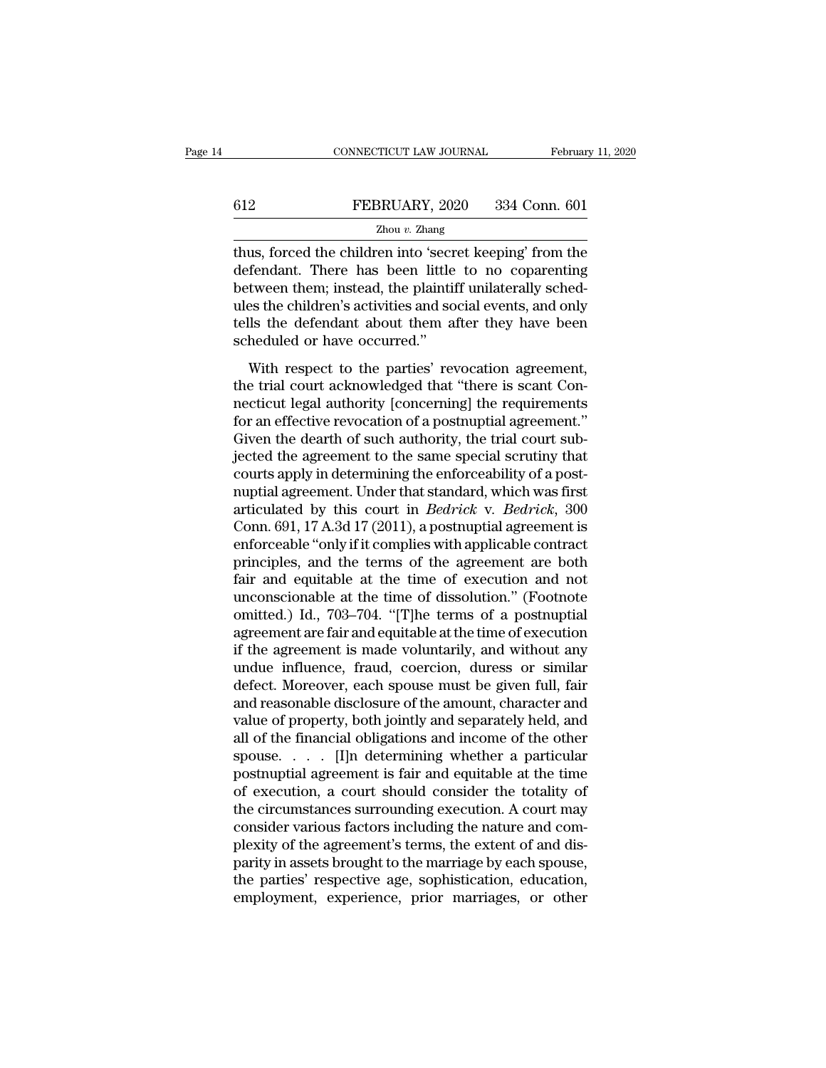thus, forced the children into 'secret keeping' from the defendant. There has been little to no coparenting between them; instead, the plaintiff unilaterally schedules the children's activities and social events, and only tells the defendant about them after they have been scheduled or have occurred."

With respect to the parties' revocation agreement, the trial court acknowledged that "there is scant Connecticut legal authority [concerning] the requirements for an effective revocation of a postnuptial agreement." Given the dearth of such authority, the trial court subjected the agreement to the same special scrutiny that courts apply in determining the enforceability of a postnuptial agreement. Under that standard, which was first articulated by this court in *Bedrick* v. *Bedrick*, 300 Conn. 691, 17 A.3d 17 (2011), a postnuptial agreement is enforceable "only if it complies with applicable contract principles, and the terms of the agreement are both fair and equitable at the time of execution and not unconscionable at the time of dissolution." (Footnote omitted.) Id., 703–704. "[T]he terms of a postnuptial agreement are fair and equitable at the time of execution if the agreement is made voluntarily, and without any undue influence, fraud, coercion, duress or similar defect. Moreover, each spouse must be given full, fair and reasonable disclosure of the amount, character and value of property, both jointly and separately held, and all of the financial obligations and income of the other spouse. . . . [I]n determining whether a particular postnuptial agreement is fair and equitable at the time of execution, a court should consider the totality of the circumstances surrounding execution. A court may consider various factors including the nature and complexity of the agreement's terms, the extent of and disparity in assets brought to the marriage by each spouse, the parties' respective age, sophistication, education, employment, experience, prior marriages, or other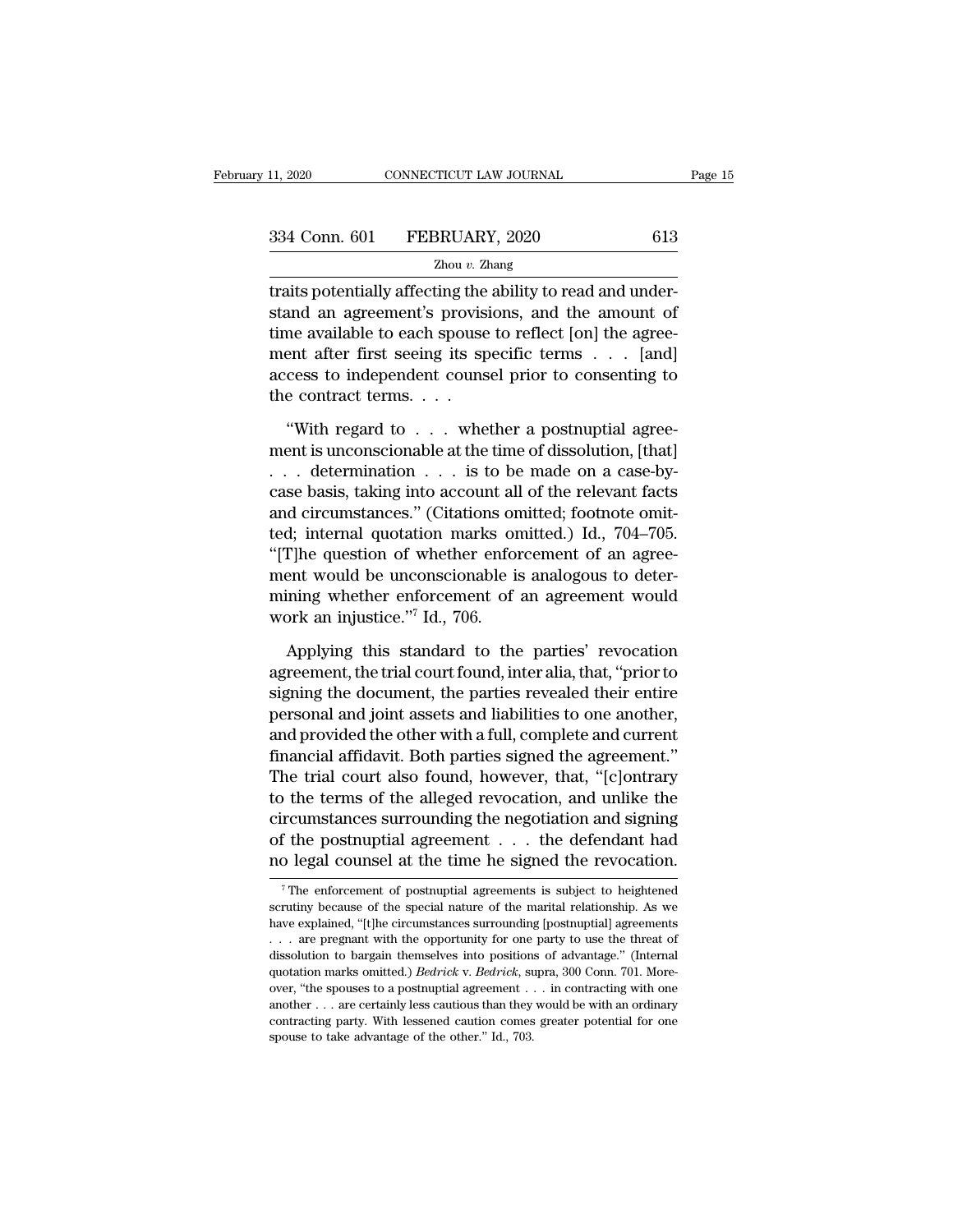traits potentially affecting the ability to read and understand an agreement's provisions, and the amount of time available to each spouse to reflect [on] the agreement after first seeing its specific terms . . . [and] access to independent counsel prior to consenting to the contract terms. . . .

"With regard to . . . whether a postnuptial agreement is unconscionable at the time of dissolution, [that] . . . determination . . . is to be made on a case-by-case basis, taking into account all of the relevant facts and circumstances." (Citations omitted; footnote omitted; internal quotation marks omitted.) Id., 704–705. "[T]he question of whether enforcement of an agreement would be unconscionable is analogous to determining whether enforcement of an agreement would work an injustice."[7] Id., 706.

Applying this standard to the parties' revocation agreement, the trial court found, inter alia, that, "prior to signing the document, the parties revealed their entire personal and joint assets and liabilities to one another, and provided the other with a full, complete and current financial affidavit. Both parties signed the agreement." The trial court also found, however, that, "[c]ontrary to the terms of the alleged revocation, and unlike the circumstances surrounding the negotiation and signing of the postnuptial agreement . . . the defendant had no legal counsel at the time he signed the revocation.

[7] The enforcement of postnuptial agreements is subject to heightened scrutiny because of the special nature of the marital relationship. As we have explained, "[t]he circumstances surrounding [postnuptial] agreements . . . are pregnant with the opportunity for one party to use the threat of dissolution to bargain themselves into positions of advantage." (Internal quotation marks omitted.) *Bedrick* v. *Bedrick*, supra, 300 Conn. 701. Moreover, "the spouses to a postnuptial agreement . . . in contracting with one another . . . are certainly less cautious than they would be with an ordinary contracting party. With lessened caution comes greater potential for one spouse to take advantage of the other." Id., 703.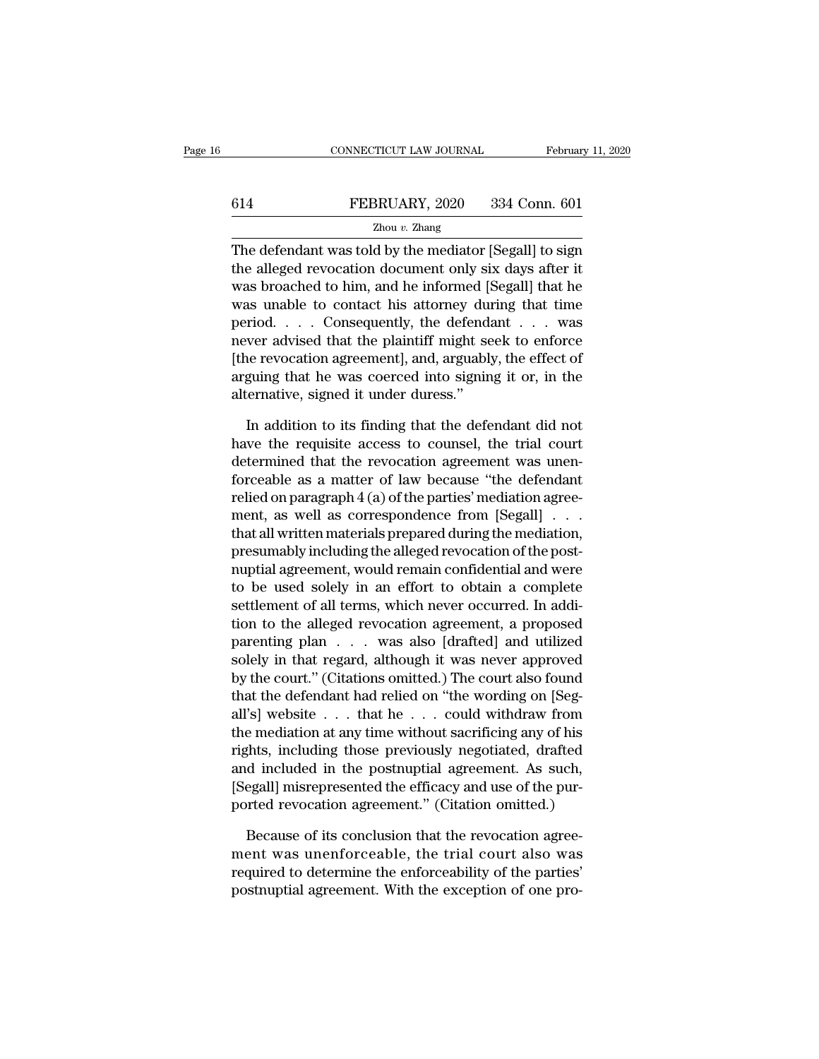The defendant was told by the mediator [Segall] to sign the alleged revocation document only six days after it was broached to him, and he informed [Segall] that he was unable to contact his attorney during that time period. . . . Consequently, the defendant . . . was never advised that the plaintiff might seek to enforce [the revocation agreement], and, arguably, the effect of arguing that he was coerced into signing it or, in the alternative, signed it under duress."

In addition to its finding that the defendant did not have the requisite access to counsel, the trial court determined that the revocation agreement was unenforceable as a matter of law because "the defendant relied on paragraph 4 (a) of the parties' mediation agreement, as well as correspondence from [Segall] . . . that all written materials prepared during the mediation, presumably including the alleged revocation of the postnuptial agreement, would remain confidential and were to be used solely in an effort to obtain a complete settlement of all terms, which never occurred. In addition to the alleged revocation agreement, a proposed parenting plan . . . was also [drafted] and utilized solely in that regard, although it was never approved by the court." (Citations omitted.) The court also found that the defendant had relied on "the wording on [Segall's] website . . . that he . . . could withdraw from the mediation at any time without sacrificing any of his rights, including those previously negotiated, drafted and included in the postnuptial agreement. As such, [Segall] misrepresented the efficacy and use of the purported revocation agreement." (Citation omitted.)

Because of its conclusion that the revocation agreement was unenforceable, the trial court also was required to determine the enforceability of the parties' postnuptial agreement. With the exception of one pro-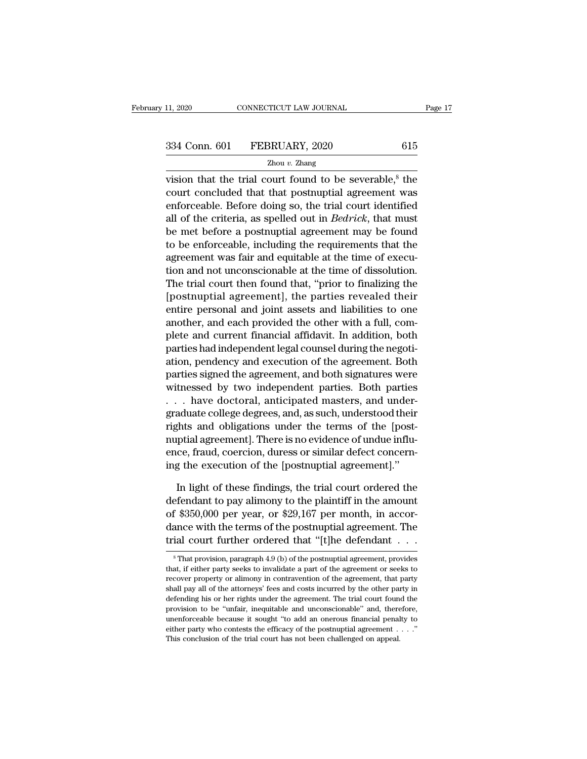vision that the trial court found to be severable,[8] the court concluded that that postnuptial agreement was enforceable. Before doing so, the trial court identified all of the criteria, as spelled out in *Bedrick*, that must be met before a postnuptial agreement may be found to be enforceable, including the requirements that the agreement was fair and equitable at the time of execution and not unconscionable at the time of dissolution. The trial court then found that, "prior to finalizing the [postnuptial agreement], the parties revealed their entire personal and joint assets and liabilities to one another, and each provided the other with a full, complete and current financial affidavit. In addition, both parties had independent legal counsel during the negotiation, pendency and execution of the agreement. Both parties signed the agreement, and both signatures were witnessed by two independent parties. Both parties . . . have doctoral, anticipated masters, and undergraduate college degrees, and, as such, understood their rights and obligations under the terms of the [postnuptial agreement]. There is no evidence of undue influence, fraud, coercion, duress or similar defect concerning the execution of the [postnuptial agreement]."

In light of these findings, the trial court ordered the defendant to pay alimony to the plaintiff in the amount of $350,000 per year, or $29,167 per month, in accordance with the terms of the postnuptial agreement. The trial court further ordered that "[t]he defendant . . .

[8] That provision, paragraph 4.9 (b) of the postnuptial agreement, provides that, if either party seeks to invalidate a part of the agreement or seeks to recover property or alimony in contravention of the agreement, that party shall pay all of the attorneys' fees and costs incurred by the other party in defending his or her rights under the agreement. The trial court found the provision to be "unfair, inequitable and unconscionable" and, therefore, unenforceable because it sought "to add an onerous financial penalty to either party who contests the efficacy of the postnuptial agreement . . . ." This conclusion of the trial court has not been challenged on appeal.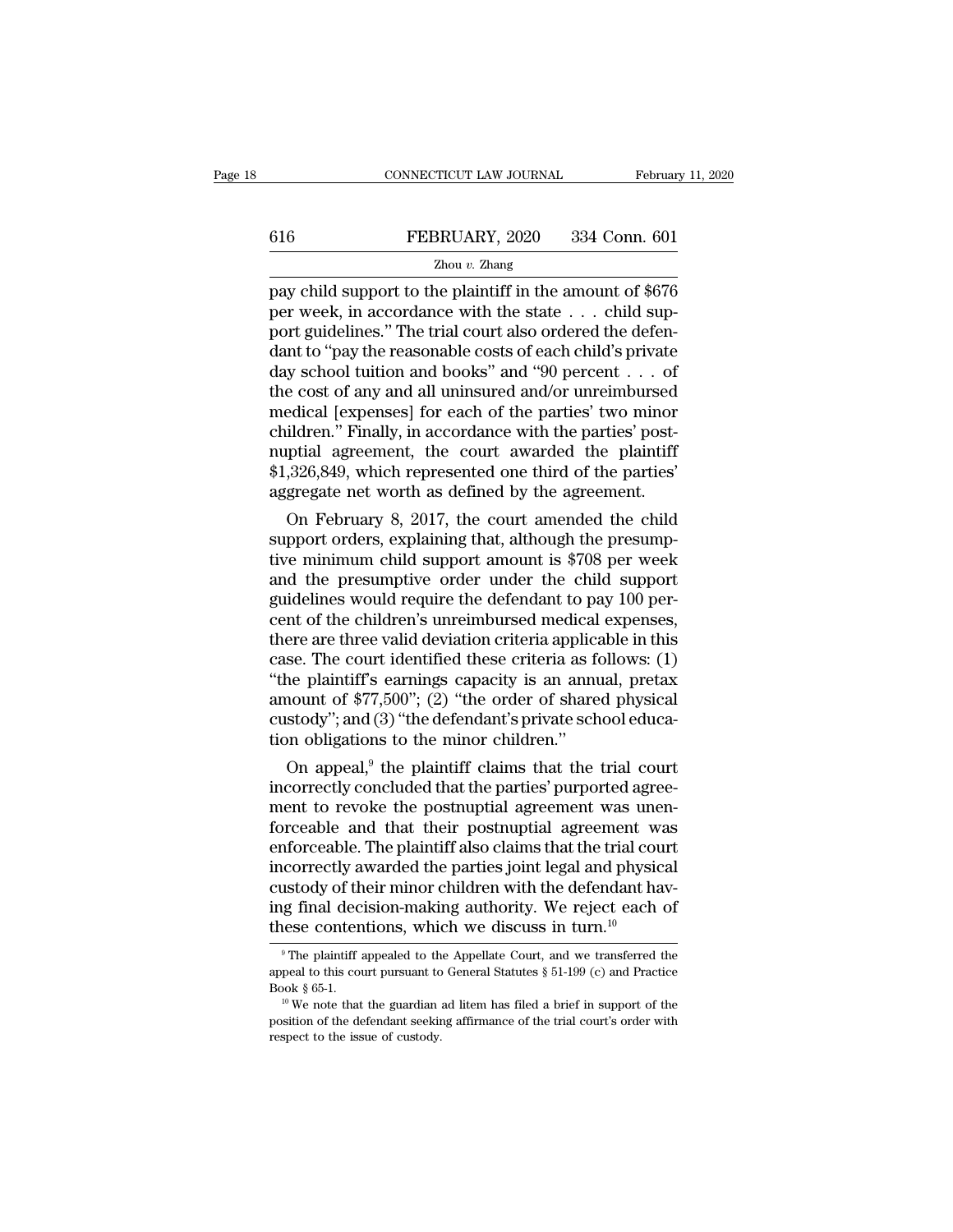pay child support to the plaintiff in the amount of $676 per week, in accordance with the state . . . child support guidelines." The trial court also ordered the defendant to "pay the reasonable costs of each child's private day school tuition and books" and "90 percent . . . of the cost of any and all uninsured and/or unreimbursed medical [expenses] for each of the parties' two minor children." Finally, in accordance with the parties' postnuptial agreement, the court awarded the plaintiff $1,326,849, which represented one third of the parties' aggregate net worth as defined by the agreement.

On February 8, 2017, the court amended the child support orders, explaining that, although the presumptive minimum child support amount is $708 per week and the presumptive order under the child support guidelines would require the defendant to pay 100 percent of the children's unreimbursed medical expenses, there are three valid deviation criteria applicable in this case. The court identified these criteria as follows: (1) "the plaintiff's earnings capacity is an annual, pretax amount of $77,500"; (2) "the order of shared physical custody"; and (3) "the defendant's private school education obligations to the minor children."

On appeal,[9] the plaintiff claims that the trial court incorrectly concluded that the parties' purported agreement to revoke the postnuptial agreement was unenforceable and that their postnuptial agreement was enforceable. The plaintiff also claims that the trial court incorrectly awarded the parties joint legal and physical custody of their minor children with the defendant having final decision-making authority. We reject each of these contentions, which we discuss in turn.[10]

---

[9] The plaintiff appealed to the Appellate Court, and we transferred the appeal to this court pursuant to General Statutes § 51-199 (c) and Practice Book § 65-1.

[10] We note that the guardian ad litem has filed a brief in support of the position of the defendant seeking affirmance of the trial court's order with respect to the issue of custody.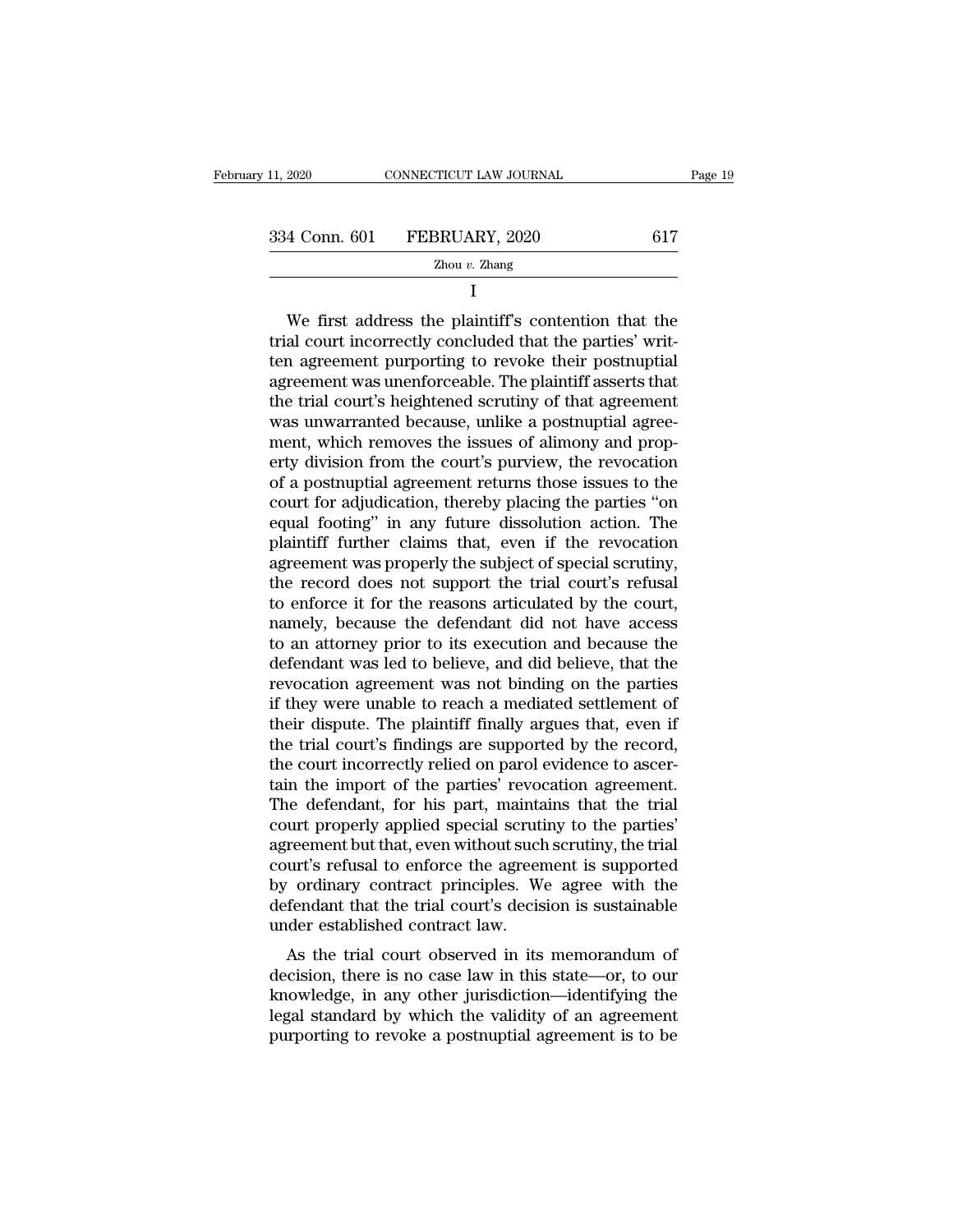I

We first address the plaintiff's contention that the trial court incorrectly concluded that the parties' written agreement purporting to revoke their postnuptial agreement was unenforceable. The plaintiff asserts that the trial court's heightened scrutiny of that agreement was unwarranted because, unlike a postnuptial agreement, which removes the issues of alimony and property division from the court's purview, the revocation of a postnuptial agreement returns those issues to the court for adjudication, thereby placing the parties "on equal footing" in any future dissolution action. The plaintiff further claims that, even if the revocation agreement was properly the subject of special scrutiny, the record does not support the trial court's refusal to enforce it for the reasons articulated by the court, namely, because the defendant did not have access to an attorney prior to its execution and because the defendant was led to believe, and did believe, that the revocation agreement was not binding on the parties if they were unable to reach a mediated settlement of their dispute. The plaintiff finally argues that, even if the trial court's findings are supported by the record, the court incorrectly relied on parol evidence to ascertain the import of the parties' revocation agreement. The defendant, for his part, maintains that the trial court properly applied special scrutiny to the parties' agreement but that, even without such scrutiny, the trial court's refusal to enforce the agreement is supported by ordinary contract principles. We agree with the defendant that the trial court's decision is sustainable under established contract law.

As the trial court observed in its memorandum of decision, there is no case law in this state—or, to our knowledge, in any other jurisdiction—identifying the legal standard by which the validity of an agreement purporting to revoke a postnuptial agreement is to be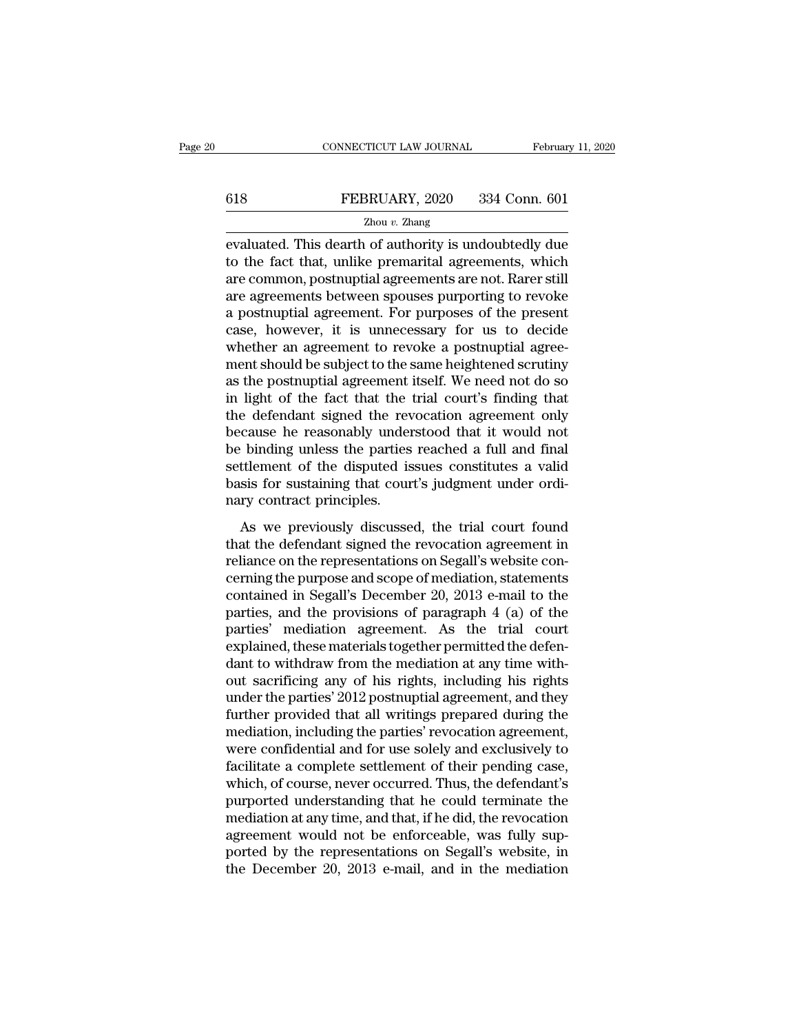evaluated. This dearth of authority is undoubtedly due to the fact that, unlike premarital agreements, which are common, postnuptial agreements are not. Rarer still are agreements between spouses purporting to revoke a postnuptial agreement. For purposes of the present case, however, it is unnecessary for us to decide whether an agreement to revoke a postnuptial agreement should be subject to the same heightened scrutiny as the postnuptial agreement itself. We need not do so in light of the fact that the trial court's finding that the defendant signed the revocation agreement only because he reasonably understood that it would not be binding unless the parties reached a full and final settlement of the disputed issues constitutes a valid basis for sustaining that court's judgment under ordinary contract principles.

As we previously discussed, the trial court found that the defendant signed the revocation agreement in reliance on the representations on Segall's website concerning the purpose and scope of mediation, statements contained in Segall's December 20, 2013 e-mail to the parties, and the provisions of paragraph 4 (a) of the parties' mediation agreement. As the trial court explained, these materials together permitted the defendant to withdraw from the mediation at any time without sacrificing any of his rights, including his rights under the parties' 2012 postnuptial agreement, and they further provided that all writings prepared during the mediation, including the parties' revocation agreement, were confidential and for use solely and exclusively to facilitate a complete settlement of their pending case, which, of course, never occurred. Thus, the defendant's purported understanding that he could terminate the mediation at any time, and that, if he did, the revocation agreement would not be enforceable, was fully supported by the representations on Segall's website, in the December 20, 2013 e-mail, and in the mediation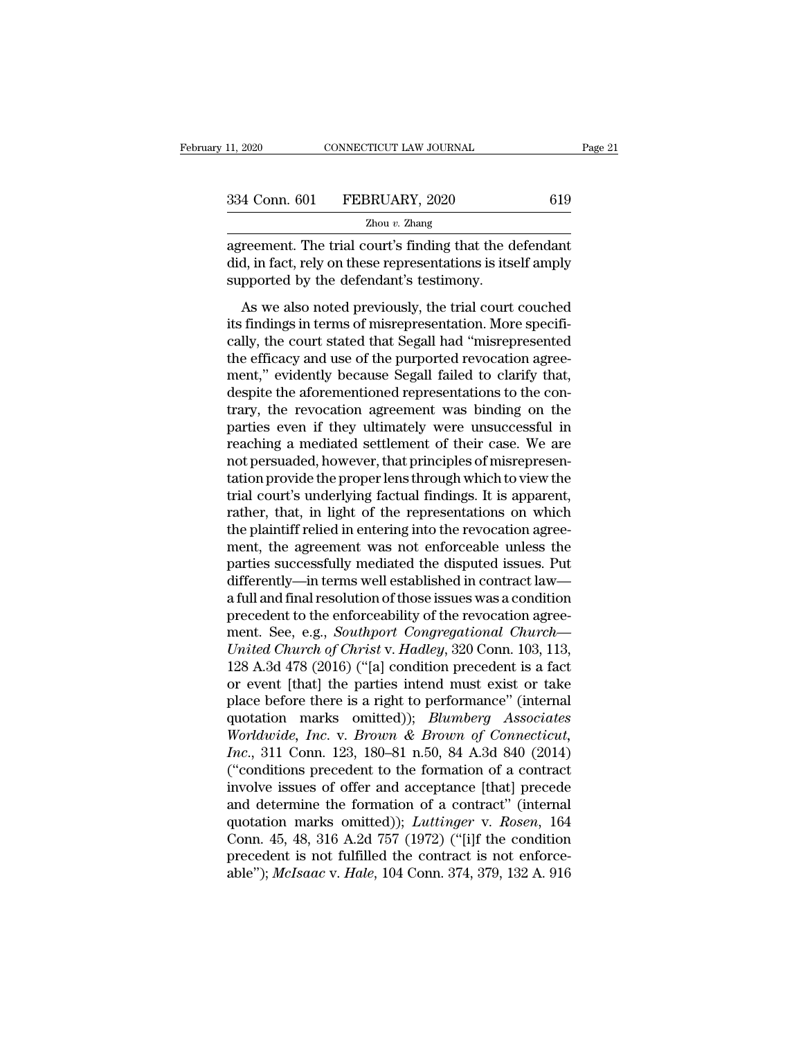agreement. The trial court's finding that the defendant did, in fact, rely on these representations is itself amply supported by the defendant's testimony.

As we also noted previously, the trial court couched its findings in terms of misrepresentation. More specifically, the court stated that Segall had "misrepresented the efficacy and use of the purported revocation agreement," evidently because Segall failed to clarify that, despite the aforementioned representations to the contrary, the revocation agreement was binding on the parties even if they ultimately were unsuccessful in reaching a mediated settlement of their case. We are not persuaded, however, that principles of misrepresentation provide the proper lens through which to view the trial court's underlying factual findings. It is apparent, rather, that, in light of the representations on which the plaintiff relied in entering into the revocation agreement, the agreement was not enforceable unless the parties successfully mediated the disputed issues. Put differently—in terms well established in contract law—a full and final resolution of those issues was a condition precedent to the enforceability of the revocation agreement. See, e.g., *Southport Congregational Church—United Church of Christ* v. *Hadley*, 320 Conn. 103, 113, 128 A.3d 478 (2016) ("[a] condition precedent is a fact or event [that] the parties intend must exist or take place before there is a right to performance" (internal quotation marks omitted)); *Blumberg Associates Worldwide, Inc.* v. *Brown & Brown of Connecticut, Inc.*, 311 Conn. 123, 180–81 n.50, 84 A.3d 840 (2014) ("conditions precedent to the formation of a contract involve issues of offer and acceptance [that] precede and determine the formation of a contract" (internal quotation marks omitted)); *Luttinger* v. *Rosen*, 164 Conn. 45, 48, 316 A.2d 757 (1972) ("[i]f the condition precedent is not fulfilled the contract is not enforceable"); *McIsaac* v. *Hale*, 104 Conn. 374, 379, 132 A. 916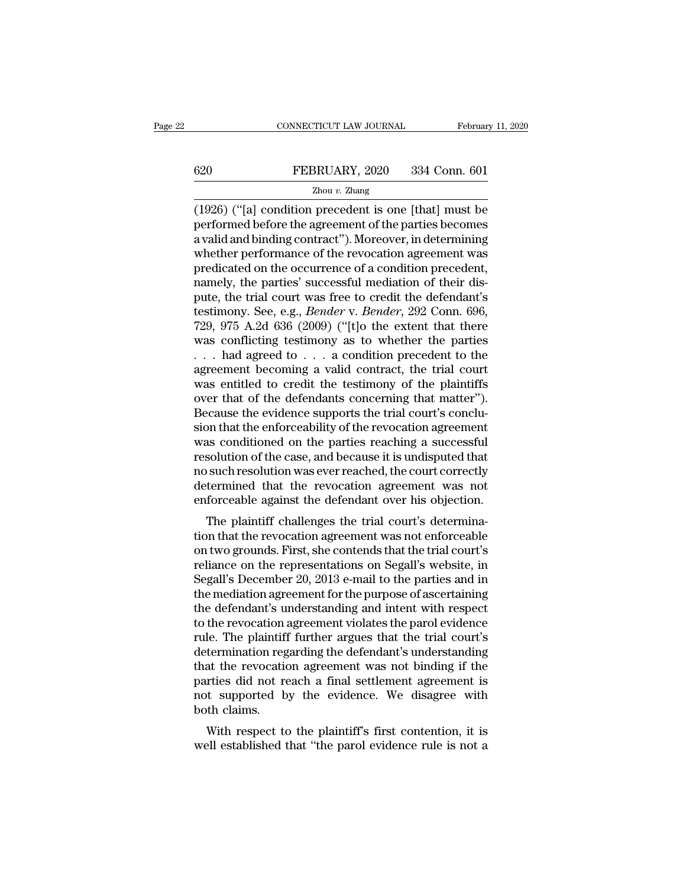(1926) ("[a] condition precedent is one [that] must be performed before the agreement of the parties becomes a valid and binding contract"). Moreover, in determining whether performance of the revocation agreement was predicated on the occurrence of a condition precedent, namely, the parties' successful mediation of their dispute, the trial court was free to credit the defendant's testimony. See, e.g., *Bender* v. *Bender*, 292 Conn. 696, 729, 975 A.2d 636 (2009) ("[t]o the extent that there was conflicting testimony as to whether the parties . . . had agreed to . . . a condition precedent to the agreement becoming a valid contract, the trial court was entitled to credit the testimony of the plaintiffs over that of the defendants concerning that matter"). Because the evidence supports the trial court's conclusion that the enforceability of the revocation agreement was conditioned on the parties reaching a successful resolution of the case, and because it is undisputed that no such resolution was ever reached, the court correctly determined that the revocation agreement was not enforceable against the defendant over his objection.

The plaintiff challenges the trial court's determination that the revocation agreement was not enforceable on two grounds. First, she contends that the trial court's reliance on the representations on Segall's website, in Segall's December 20, 2013 e-mail to the parties and in the mediation agreement for the purpose of ascertaining the defendant's understanding and intent with respect to the revocation agreement violates the parol evidence rule. The plaintiff further argues that the trial court's determination regarding the defendant's understanding that the revocation agreement was not binding if the parties did not reach a final settlement agreement is not supported by the evidence. We disagree with both claims.

With respect to the plaintiff's first contention, it is well established that "the parol evidence rule is not a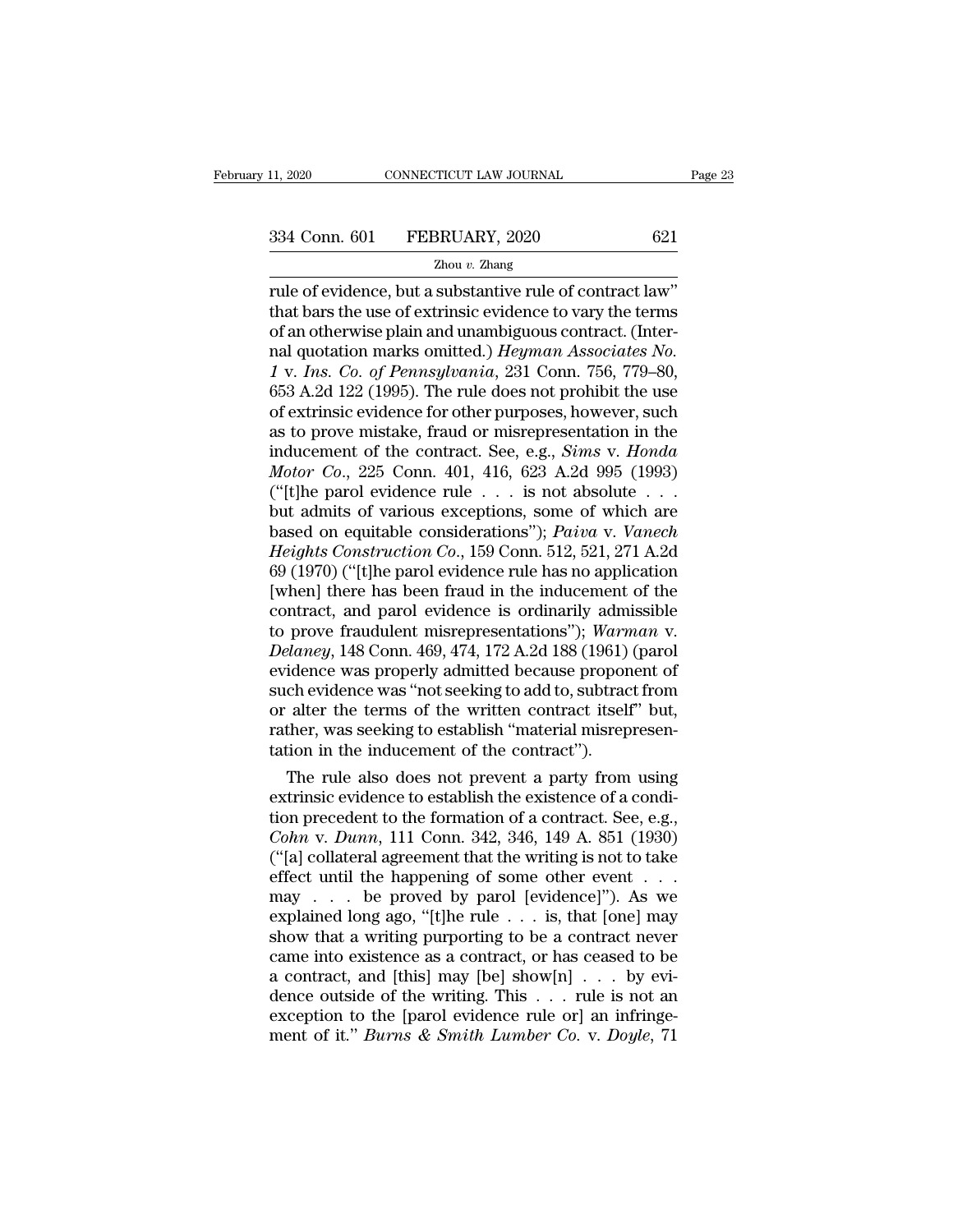rule of evidence, but a substantive rule of contract law" that bars the use of extrinsic evidence to vary the terms of an otherwise plain and unambiguous contract. (Internal quotation marks omitted.) *Heyman Associates No. 1* v. *Ins. Co. of Pennsylvania*, 231 Conn. 756, 779–80, 653 A.2d 122 (1995). The rule does not prohibit the use of extrinsic evidence for other purposes, however, such as to prove mistake, fraud or misrepresentation in the inducement of the contract. See, e.g., *Sims* v. *Honda Motor Co.*, 225 Conn. 401, 416, 623 A.2d 995 (1993) ("[t]he parol evidence rule . . . is not absolute . . . but admits of various exceptions, some of which are based on equitable considerations"); *Paiva* v. *Vanech Heights Construction Co.*, 159 Conn. 512, 521, 271 A.2d 69 (1970) ("[t]he parol evidence rule has no application [when] there has been fraud in the inducement of the contract, and parol evidence is ordinarily admissible to prove fraudulent misrepresentations"); *Warman* v. *Delaney*, 148 Conn. 469, 474, 172 A.2d 188 (1961) (parol evidence was properly admitted because proponent of such evidence was "not seeking to add to, subtract from or alter the terms of the written contract itself" but, rather, was seeking to establish "material misrepresentation in the inducement of the contract").

The rule also does not prevent a party from using extrinsic evidence to establish the existence of a condition precedent to the formation of a contract. See, e.g., *Cohn* v. *Dunn*, 111 Conn. 342, 346, 149 A. 851 (1930) ("[a] collateral agreement that the writing is not to take effect until the happening of some other event . . . may . . . be proved by parol [evidence]"). As we explained long ago, "[t]he rule . . . is, that [one] may show that a writing purporting to be a contract never came into existence as a contract, or has ceased to be a contract, and [this] may [be] show[n] . . . by evidence outside of the writing. This . . . rule is not an exception to the [parol evidence rule or] an infringement of it." *Burns & Smith Lumber Co.* v. *Doyle*, 71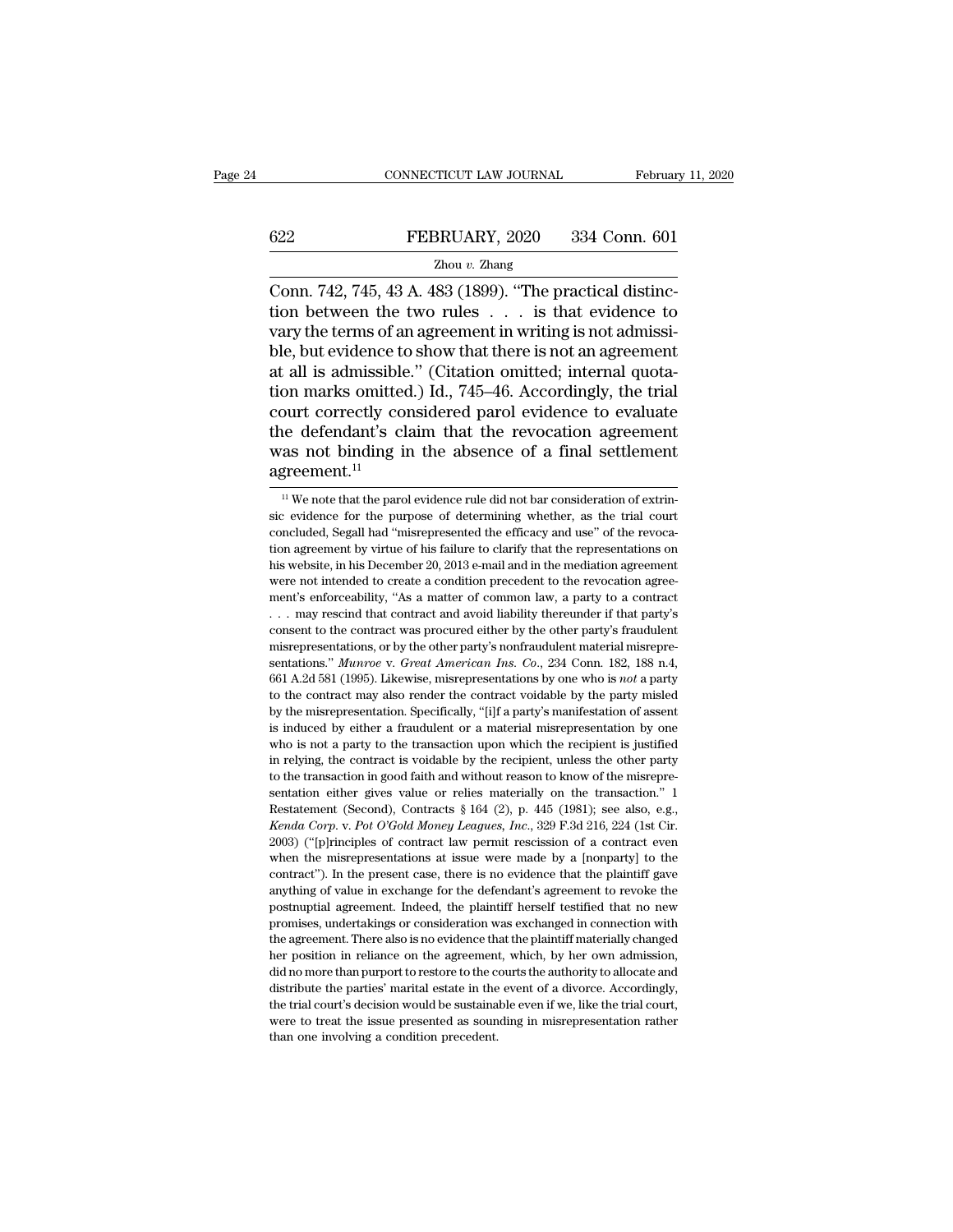Conn. 742, 745, 43 A. 483 (1899). "The practical distinction between the two rules . . . is that evidence to vary the terms of an agreement in writing is not admissible, but evidence to show that there is not an agreement at all is admissible." (Citation omitted; internal quotation marks omitted.) Id., 745–46. Accordingly, the trial court correctly considered parol evidence to evaluate the defendant's claim that the revocation agreement was not binding in the absence of a final settlement agreement.[11]

[11] We note that the parol evidence rule did not bar consideration of extrinsic evidence for the purpose of determining whether, as the trial court concluded, Segall had "misrepresented the efficacy and use" of the revocation agreement by virtue of his failure to clarify that the representations on his website, in his December 20, 2013 e-mail and in the mediation agreement were not intended to create a condition precedent to the revocation agreement's enforceability. "As a matter of common law, a party to a contract . . . may rescind that contract and avoid liability thereunder if that party's consent to the contract was procured either by the other party's fraudulent misrepresentations, or by the other party's nonfraudulent material misrepresentations." *Munroe* v. *Great American Ins. Co.*, 234 Conn. 182, 188 n.4, 661 A.2d 581 (1995). Likewise, misrepresentations by one who is *not* a party to the contract may also render the contract voidable by the party misled by the misrepresentation. Specifically, "[i]f a party's manifestation of assent is induced by either a fraudulent or a material misrepresentation by one who is not a party to the transaction upon which the recipient is justified in relying, the contract is voidable by the recipient, unless the other party to the transaction in good faith and without reason to know of the misrepresentation either gives value or relies materially on the transaction." 1 Restatement (Second), Contracts § 164 (2), p. 445 (1981); see also, e.g., *Kenda Corp.* v. *Pot O'Gold Money Leagues, Inc.*, 329 F.3d 216, 224 (1st Cir. 2003) ("[p]rinciples of contract law permit rescission of a contract even when the misrepresentations at issue were made by a [nonparty] to the contract"). In the present case, there is no evidence that the plaintiff gave anything of value in exchange for the defendant's agreement to revoke the postnuptial agreement. Indeed, the plaintiff herself testified that no new promises, undertakings or consideration was exchanged in connection with the agreement. There also is no evidence that the plaintiff materially changed her position in reliance on the agreement, which, by her own admission, did no more than purport to restore to the courts the authority to allocate and distribute the parties' marital estate in the event of a divorce. Accordingly, the trial court's decision would be sustainable even if we, like the trial court, were to treat the issue presented as sounding in misrepresentation rather than one involving a condition precedent.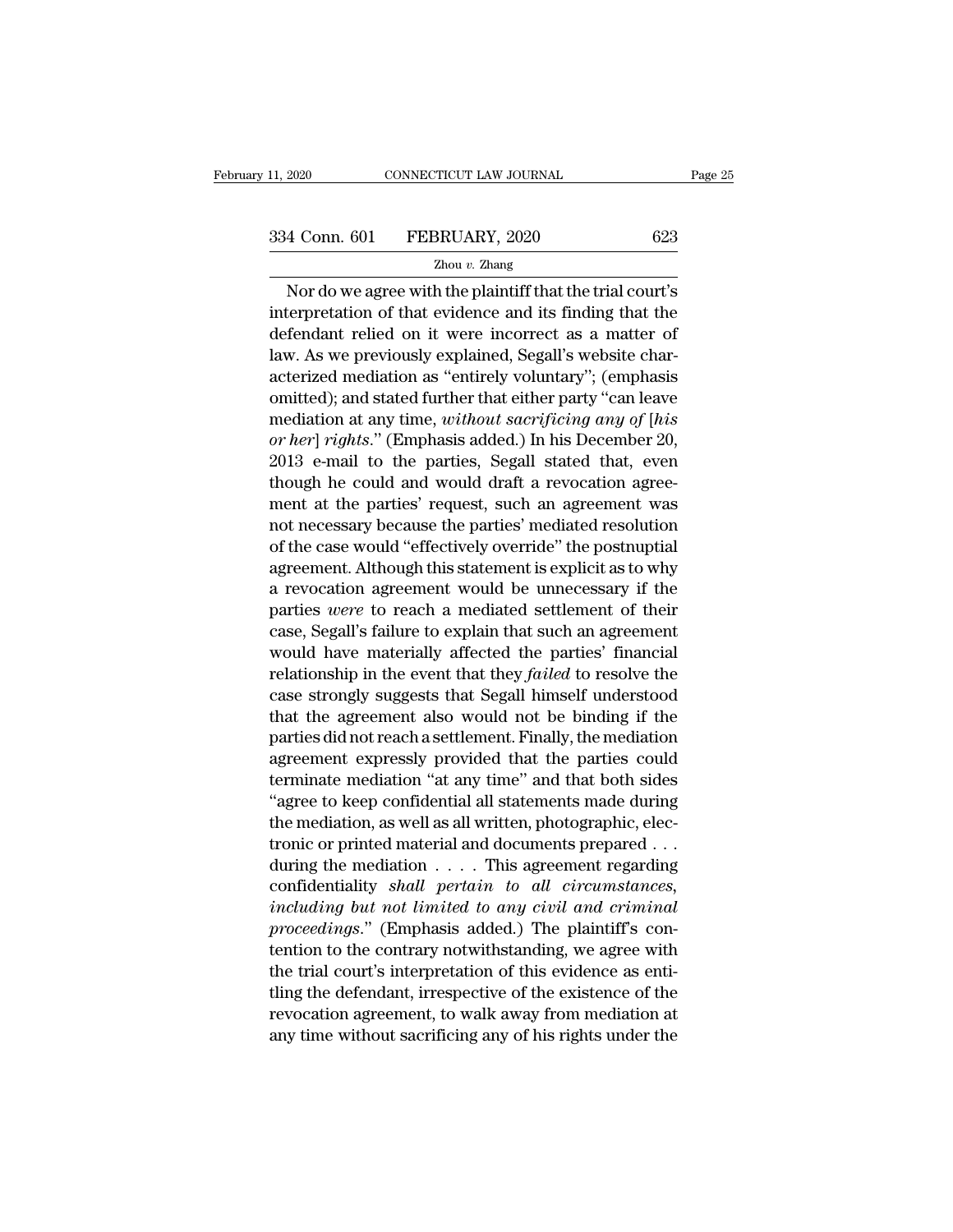Nor do we agree with the plaintiff that the trial court's interpretation of that evidence and its finding that the defendant relied on it were incorrect as a matter of law. As we previously explained, Segall's website characterized mediation as "entirely voluntary"; (emphasis omitted); and stated further that either party "can leave mediation at any time, *without sacrificing any of [his or her] rights*." (Emphasis added.) In his December 20, 2013 e-mail to the parties, Segall stated that, even though he could and would draft a revocation agreement at the parties' request, such an agreement was not necessary because the parties' mediated resolution of the case would "effectively override" the postnuptial agreement. Although this statement is explicit as to why a revocation agreement would be unnecessary if the parties *were* to reach a mediated settlement of their case, Segall's failure to explain that such an agreement would have materially affected the parties' financial relationship in the event that they *failed* to resolve the case strongly suggests that Segall himself understood that the agreement also would not be binding if the parties did not reach a settlement. Finally, the mediation agreement expressly provided that the parties could terminate mediation "at any time" and that both sides "agree to keep confidential all statements made during the mediation, as well as all written, photographic, electronic or printed material and documents prepared . . . during the mediation . . . . This agreement regarding confidentiality *shall pertain to all circumstances, including but not limited to any civil and criminal proceedings*." (Emphasis added.) The plaintiff's contention to the contrary notwithstanding, we agree with the trial court's interpretation of this evidence as entitling the defendant, irrespective of the existence of the revocation agreement, to walk away from mediation at any time without sacrificing any of his rights under the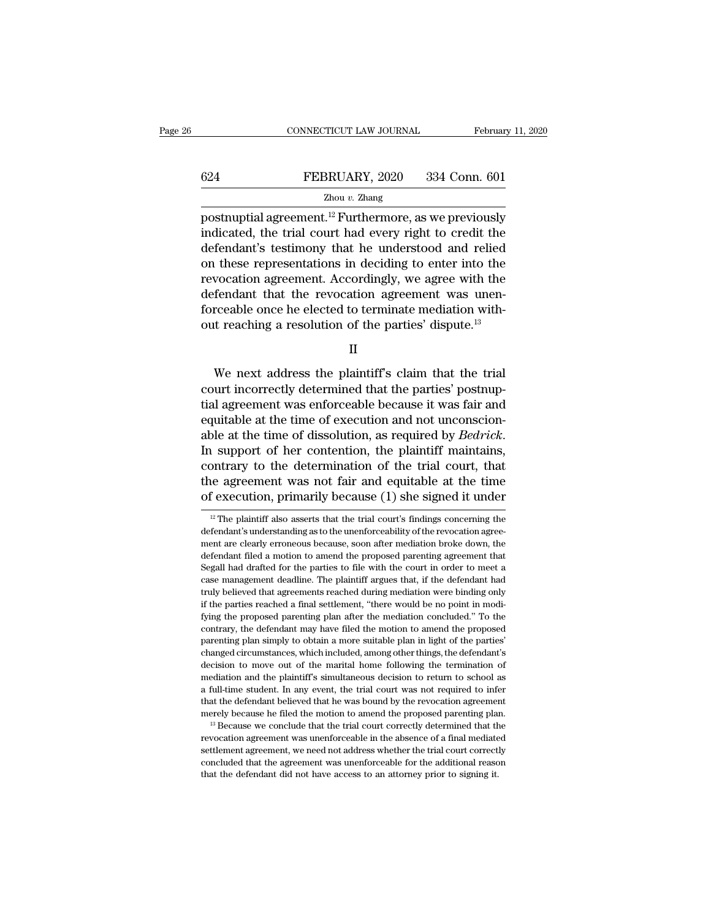postnuptial agreement.[12] Furthermore, as we previously indicated, the trial court had every right to credit the defendant's testimony that he understood and relied on these representations in deciding to enter into the revocation agreement. Accordingly, we agree with the defendant that the revocation agreement was unenforceable once he elected to terminate mediation without reaching a resolution of the parties' dispute.[13]

II

We next address the plaintiff's claim that the trial court incorrectly determined that the parties' postnuptial agreement was enforceable because it was fair and equitable at the time of execution and not unconscionable at the time of dissolution, as required by *Bedrick*. In support of her contention, the plaintiff maintains, contrary to the determination of the trial court, that the agreement was not fair and equitable at the time of execution, primarily because (1) she signed it under

---

[12] The plaintiff also asserts that the trial court's findings concerning the defendant's understanding as to the unenforceability of the revocation agreement are clearly erroneous because, soon after mediation broke down, the defendant filed a motion to amend the proposed parenting agreement that Segall had drafted for the parties to file with the court in order to meet a case management deadline. The plaintiff argues that, if the defendant had truly believed that agreements reached during mediation were binding only if the parties reached a final settlement, "there would be no point in modifying the proposed parenting plan after the mediation concluded." To the contrary, the defendant may have filed the motion to amend the proposed parenting plan simply to obtain a more suitable plan in light of the parties' changed circumstances, which included, among other things, the defendant's decision to move out of the marital home following the termination of mediation and the plaintiff's simultaneous decision to return to school as a full-time student. In any event, the trial court was not required to infer that the defendant believed that he was bound by the revocation agreement merely because he filed the motion to amend the proposed parenting plan.

[13] Because we conclude that the trial court correctly determined that the revocation agreement was unenforceable in the absence of a final mediated settlement agreement, we need not address whether the trial court correctly concluded that the agreement was unenforceable for the additional reason that the defendant did not have access to an attorney prior to signing it.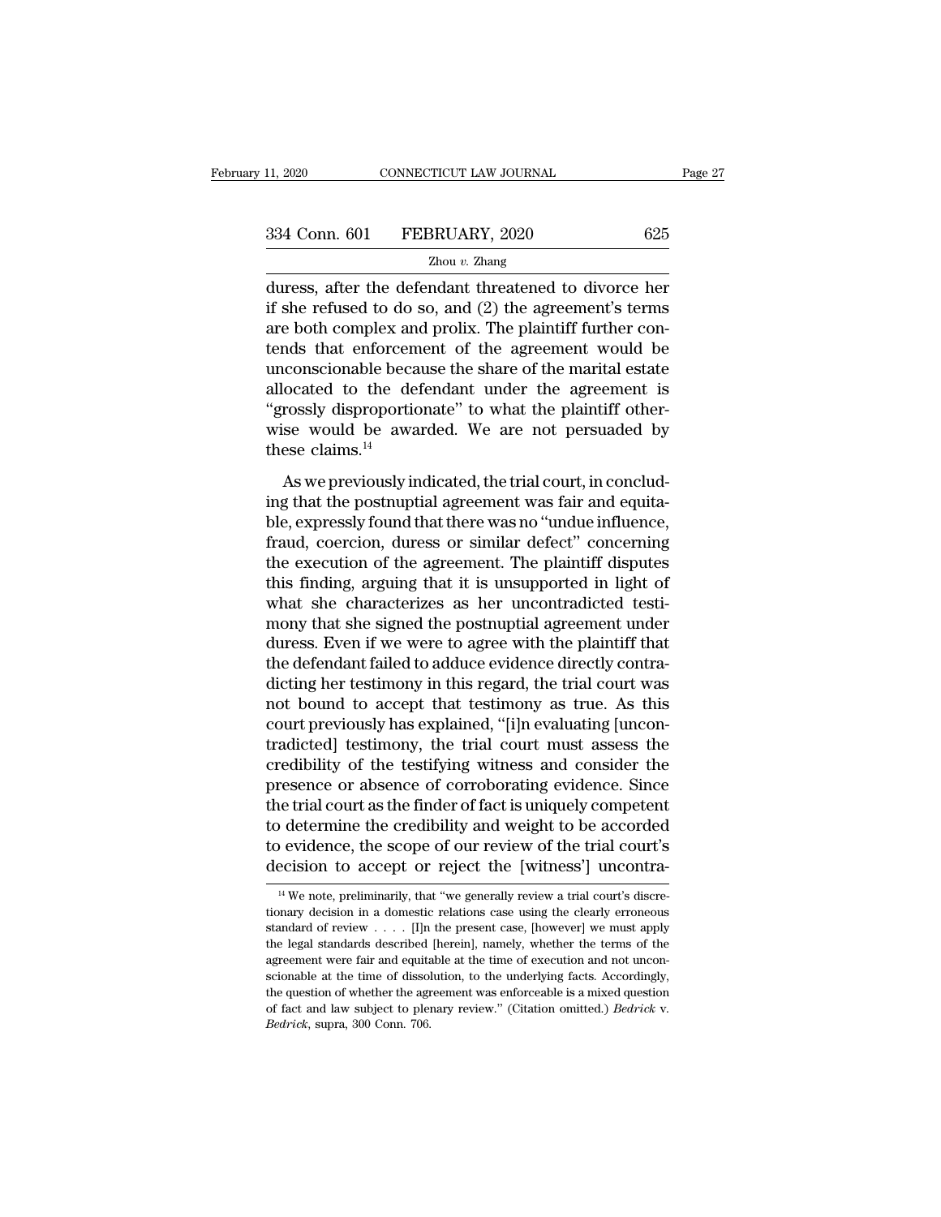duress, after the defendant threatened to divorce her if she refused to do so, and (2) the agreement's terms are both complex and prolix. The plaintiff further contends that enforcement of the agreement would be unconscionable because the share of the marital estate allocated to the defendant under the agreement is "grossly disproportionate" to what the plaintiff otherwise would be awarded. We are not persuaded by these claims.[14]

As we previously indicated, the trial court, in concluding that the postnuptial agreement was fair and equitable, expressly found that there was no "undue influence, fraud, coercion, duress or similar defect" concerning the execution of the agreement. The plaintiff disputes this finding, arguing that it is unsupported in light of what she characterizes as her uncontradicted testimony that she signed the postnuptial agreement under duress. Even if we were to agree with the plaintiff that the defendant failed to adduce evidence directly contradicting her testimony in this regard, the trial court was not bound to accept that testimony as true. As this court previously has explained, "[i]n evaluating [uncontradicted] testimony, the trial court must assess the credibility of the testifying witness and consider the presence or absence of corroborating evidence. Since the trial court as the finder of fact is uniquely competent to determine the credibility and weight to be accorded to evidence, the scope of our review of the trial court's decision to accept or reject the [witness'] uncontra-

---

[14] We note, preliminarily, that "we generally review a trial court's discretionary decision in a domestic relations case using the clearly erroneous standard of review . . . . [I]n the present case, [however] we must apply the legal standards described [herein], namely, whether the terms of the agreement were fair and equitable at the time of execution and not unconscionable at the time of dissolution, to the underlying facts. Accordingly, the question of whether the agreement was enforceable is a mixed question of fact and law subject to plenary review." (Citation omitted.) *Bedrick* v. *Bedrick*, supra, 300 Conn. 706.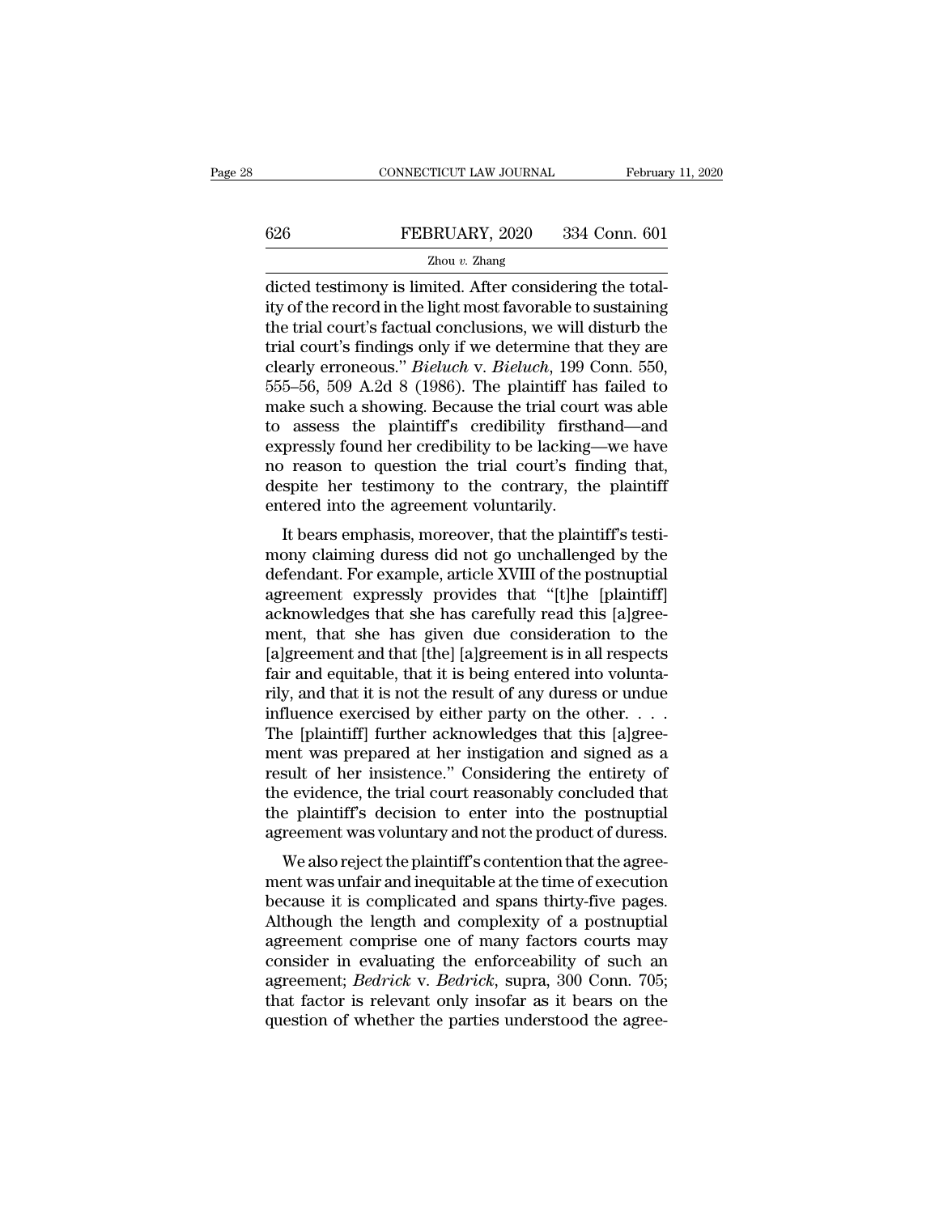dicted testimony is limited. After considering the totality of the record in the light most favorable to sustaining the trial court's factual conclusions, we will disturb the trial court's findings only if we determine that they are clearly erroneous." *Bieluch* v. *Bieluch*, 199 Conn. 550, 555–56, 509 A.2d 8 (1986). The plaintiff has failed to make such a showing. Because the trial court was able to assess the plaintiff's credibility firsthand—and expressly found her credibility to be lacking—we have no reason to question the trial court's finding that, despite her testimony to the contrary, the plaintiff entered into the agreement voluntarily.

It bears emphasis, moreover, that the plaintiff's testimony claiming duress did not go unchallenged by the defendant. For example, article XVIII of the postnuptial agreement expressly provides that "[t]he [plaintiff] acknowledges that she has carefully read this [a]greement, that she has given due consideration to the [a]greement and that [the] [a]greement is in all respects fair and equitable, that it is being entered into voluntarily, and that it is not the result of any duress or undue influence exercised by either party on the other. . . . The [plaintiff] further acknowledges that this [a]greement was prepared at her instigation and signed as a result of her insistence." Considering the entirety of the evidence, the trial court reasonably concluded that the plaintiff's decision to enter into the postnuptial agreement was voluntary and not the product of duress.

We also reject the plaintiff's contention that the agreement was unfair and inequitable at the time of execution because it is complicated and spans thirty-five pages. Although the length and complexity of a postnuptial agreement comprise one of many factors courts may consider in evaluating the enforceability of such an agreement; *Bedrick* v. *Bedrick*, supra, 300 Conn. 705; that factor is relevant only insofar as it bears on the question of whether the parties understood the agree-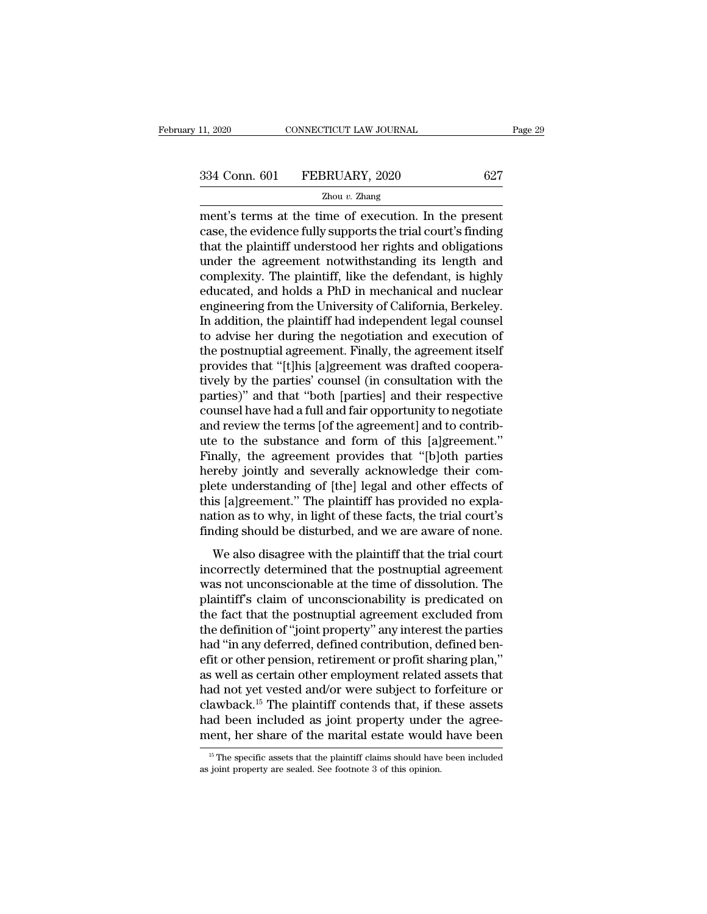ment's terms at the time of execution. In the present case, the evidence fully supports the trial court's finding that the plaintiff understood her rights and obligations under the agreement notwithstanding its length and complexity. The plaintiff, like the defendant, is highly educated, and holds a PhD in mechanical and nuclear engineering from the University of California, Berkeley. In addition, the plaintiff had independent legal counsel to advise her during the negotiation and execution of the postnuptial agreement. Finally, the agreement itself provides that "[t]his [a]greement was drafted cooperatively by the parties' counsel (in consultation with the parties)" and that "both [parties] and their respective counsel have had a full and fair opportunity to negotiate and review the terms [of the agreement] and to contribute to the substance and form of this [a]greement." Finally, the agreement provides that "[b]oth parties hereby jointly and severally acknowledge their complete understanding of [the] legal and other effects of this [a]greement." The plaintiff has provided no explanation as to why, in light of these facts, the trial court's finding should be disturbed, and we are aware of none.

We also disagree with the plaintiff that the trial court incorrectly determined that the postnuptial agreement was not unconscionable at the time of dissolution. The plaintiff's claim of unconscionability is predicated on the fact that the postnuptial agreement excluded from the definition of "joint property" any interest the parties had "in any deferred, defined contribution, defined benefit or other pension, retirement or profit sharing plan," as well as certain other employment related assets that had not yet vested and/or were subject to forfeiture or clawback.[15] The plaintiff contends that, if these assets had been included as joint property under the agreement, her share of the marital estate would have been

[15] The specific assets that the plaintiff claims should have been included as joint property are sealed. See footnote 3 of this opinion.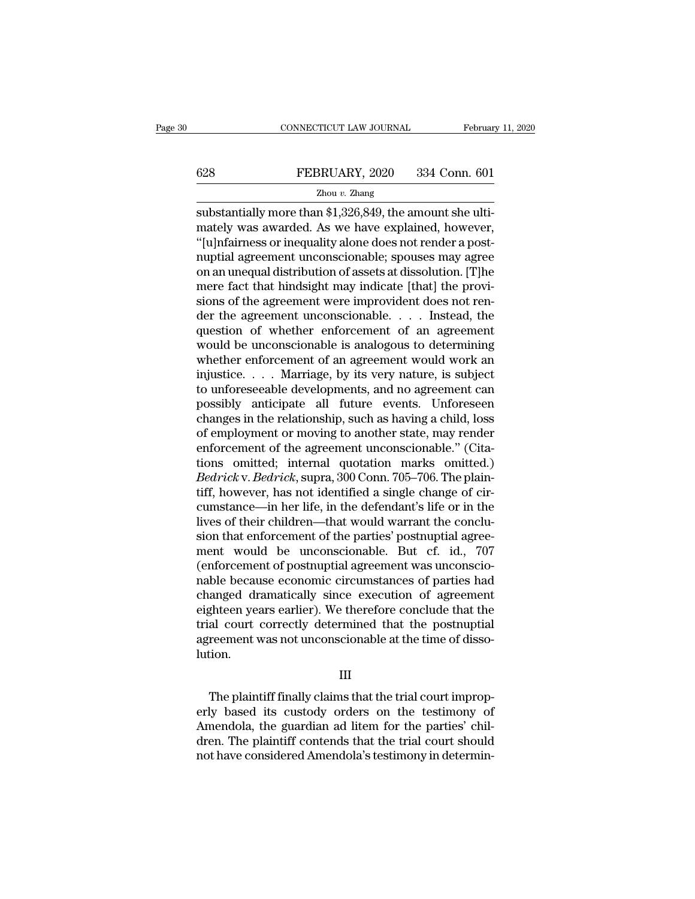substantially more than $1,326,849, the amount she ultimately was awarded. As we have explained, however, "[u]nfairness or inequality alone does not render a postnuptial agreement unconscionable; spouses may agree on an unequal distribution of assets at dissolution. [T]he mere fact that hindsight may indicate [that] the provisions of the agreement were improvident does not render the agreement unconscionable. . . . Instead, the question of whether enforcement of an agreement would be unconscionable is analogous to determining whether enforcement of an agreement would work an injustice. . . . Marriage, by its very nature, is subject to unforeseeable developments, and no agreement can possibly anticipate all future events. Unforeseen changes in the relationship, such as having a child, loss of employment or moving to another state, may render enforcement of the agreement unconscionable." (Citations omitted; internal quotation marks omitted.) *Bedrick* v. *Bedrick*, supra, 300 Conn. 705–706. The plaintiff, however, has not identified a single change of circumstance—in her life, in the defendant's life or in the lives of their children—that would warrant the conclusion that enforcement of the parties' postnuptial agreement would be unconscionable. But cf. id., 707 (enforcement of postnuptial agreement was unconscionable because economic circumstances of parties had changed dramatically since execution of agreement eighteen years earlier). We therefore conclude that the trial court correctly determined that the postnuptial agreement was not unconscionable at the time of dissolution.

III

The plaintiff finally claims that the trial court improperly based its custody orders on the testimony of Amendola, the guardian ad litem for the parties' children. The plaintiff contends that the trial court should not have considered Amendola's testimony in determin-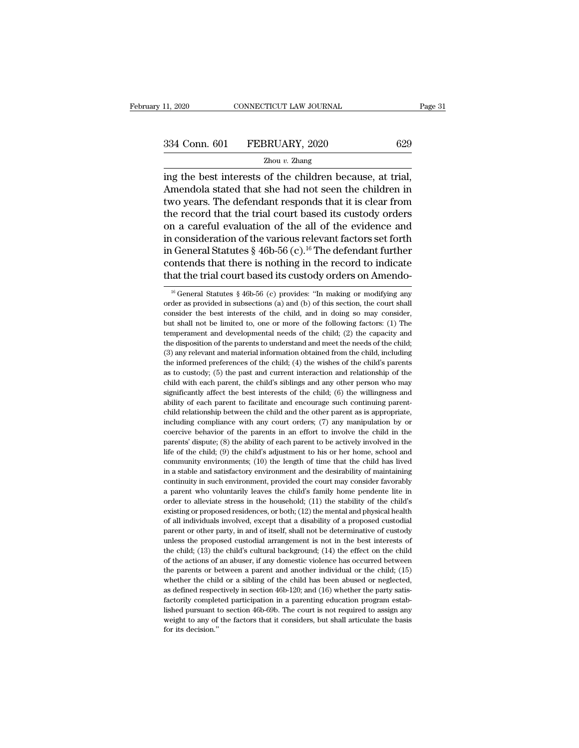ing the best interests of the children because, at trial, Amendola stated that she had not seen the children in two years. The defendant responds that it is clear from the record that the trial court based its custody orders on a careful evaluation of the all of the evidence and in consideration of the various relevant factors set forth in General Statutes § 46b-56 (c).[16] The defendant further contends that there is nothing in the record to indicate that the trial court based its custody orders on Amendo-

[16] General Statutes § 46b-56 (c) provides: "In making or modifying any order as provided in subsections (a) and (b) of this section, the court shall consider the best interests of the child, and in doing so may consider, but shall not be limited to, one or more of the following factors: (1) The temperament and developmental needs of the child; (2) the capacity and the disposition of the parents to understand and meet the needs of the child; (3) any relevant and material information obtained from the child, including the informed preferences of the child; (4) the wishes of the child's parents as to custody; (5) the past and current interaction and relationship of the child with each parent, the child's siblings and any other person who may significantly affect the best interests of the child; (6) the willingness and ability of each parent to facilitate and encourage such continuing parent-child relationship between the child and the other parent as is appropriate, including compliance with any court orders; (7) any manipulation by or coercive behavior of the parents in an effort to involve the child in the parents' dispute; (8) the ability of each parent to be actively involved in the life of the child; (9) the child's adjustment to his or her home, school and community environments; (10) the length of time that the child has lived in a stable and satisfactory environment and the desirability of maintaining continuity in such environment, provided the court may consider favorably a parent who voluntarily leaves the child's family home pendente lite in order to alleviate stress in the household; (11) the stability of the child's existing or proposed residences, or both; (12) the mental and physical health of all individuals involved, except that a disability of a proposed custodial parent or other party, in and of itself, shall not be determinative of custody unless the proposed custodial arrangement is not in the best interests of the child; (13) the child's cultural background; (14) the effect on the child of the actions of an abuser, if any domestic violence has occurred between the parents or between a parent and another individual or the child; (15) whether the child or a sibling of the child has been abused or neglected, as defined respectively in section 46b-120; and (16) whether the party satisfactorily completed participation in a parenting education program established pursuant to section 46b-69b. The court is not required to assign any weight to any of the factors that it considers, but shall articulate the basis for its decision."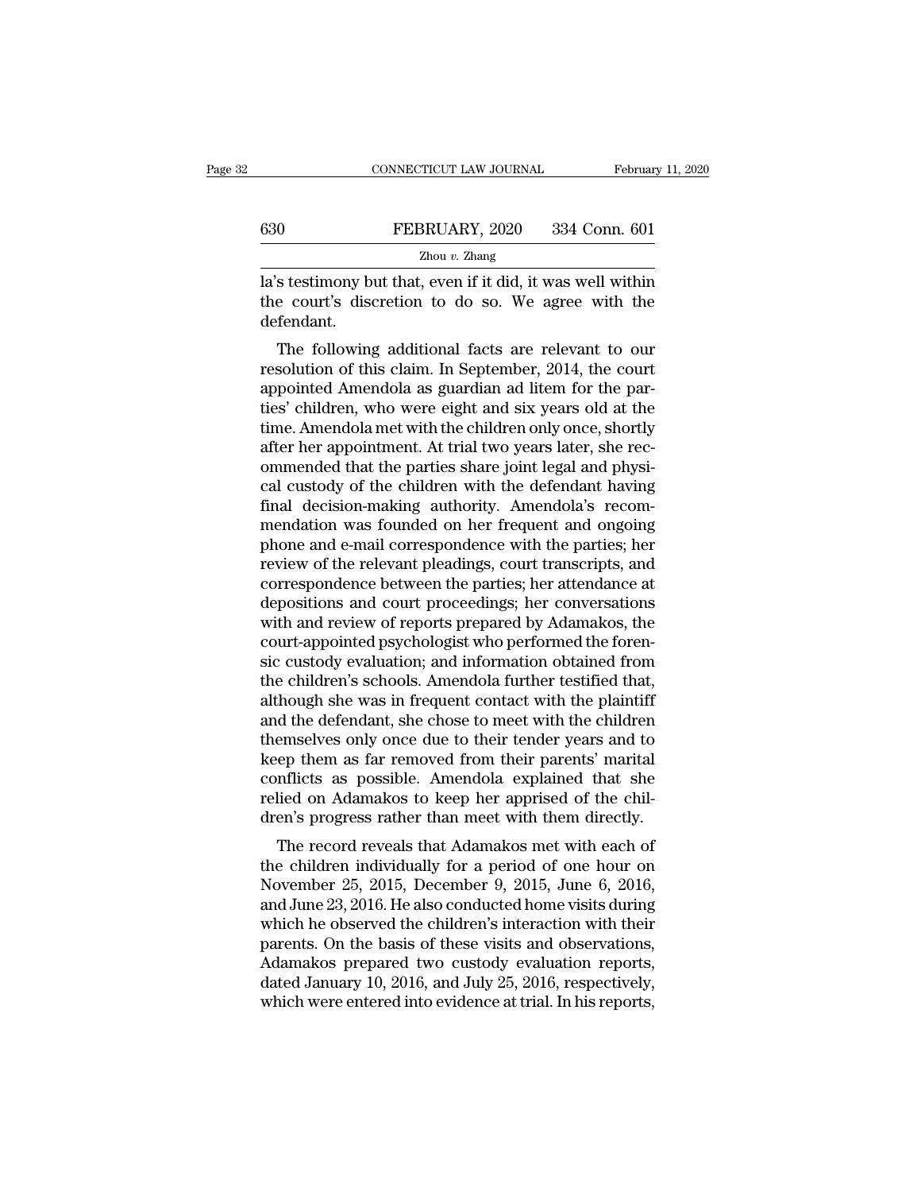la's testimony but that, even if it did, it was well within the court's discretion to do so. We agree with the defendant.

The following additional facts are relevant to our resolution of this claim. In September, 2014, the court appointed Amendola as guardian ad litem for the parties' children, who were eight and six years old at the time. Amendola met with the children only once, shortly after her appointment. At trial two years later, she recommended that the parties share joint legal and physical custody of the children with the defendant having final decision-making authority. Amendola's recommendation was founded on her frequent and ongoing phone and e-mail correspondence with the parties; her review of the relevant pleadings, court transcripts, and correspondence between the parties; her attendance at depositions and court proceedings; her conversations with and review of reports prepared by Adamakos, the court-appointed psychologist who performed the forensic custody evaluation; and information obtained from the children's schools. Amendola further testified that, although she was in frequent contact with the plaintiff and the defendant, she chose to meet with the children themselves only once due to their tender years and to keep them as far removed from their parents' marital conflicts as possible. Amendola explained that she relied on Adamakos to keep her apprised of the children's progress rather than meet with them directly.

The record reveals that Adamakos met with each of the children individually for a period of one hour on November 25, 2015, December 9, 2015, June 6, 2016, and June 23, 2016. He also conducted home visits during which he observed the children's interaction with their parents. On the basis of these visits and observations, Adamakos prepared two custody evaluation reports, dated January 10, 2016, and July 25, 2016, respectively, which were entered into evidence at trial. In his reports,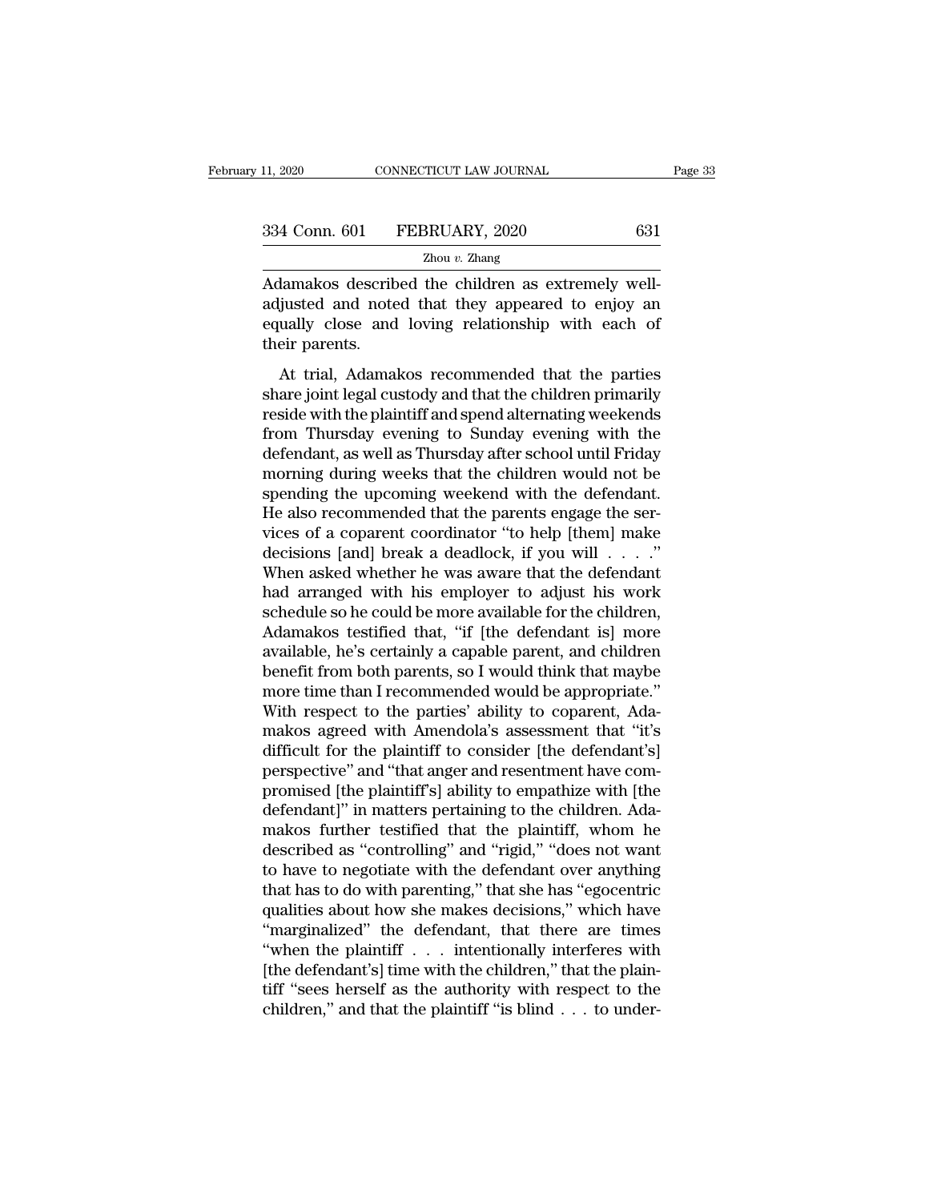Adamakos described the children as extremely well-adjusted and noted that they appeared to enjoy an equally close and loving relationship with each of their parents.

At trial, Adamakos recommended that the parties share joint legal custody and that the children primarily reside with the plaintiff and spend alternating weekends from Thursday evening to Sunday evening with the defendant, as well as Thursday after school until Friday morning during weeks that the children would not be spending the upcoming weekend with the defendant. He also recommended that the parents engage the services of a coparent coordinator "to help [them] make decisions [and] break a deadlock, if you will . . . ." When asked whether he was aware that the defendant had arranged with his employer to adjust his work schedule so he could be more available for the children, Adamakos testified that, "if [the defendant is] more available, he's certainly a capable parent, and children benefit from both parents, so I would think that maybe more time than I recommended would be appropriate." With respect to the parties' ability to coparent, Adamakos agreed with Amendola's assessment that "it's difficult for the plaintiff to consider [the defendant's] perspective" and "that anger and resentment have compromised [the plaintiff's] ability to empathize with [the defendant]" in matters pertaining to the children. Adamakos further testified that the plaintiff, whom he described as "controlling" and "rigid," "does not want to have to negotiate with the defendant over anything that has to do with parenting," that she has "egocentric qualities about how she makes decisions," which have "marginalized" the defendant, that there are times "when the plaintiff . . . intentionally interferes with [the defendant's] time with the children," that the plaintiff "sees herself as the authority with respect to the children," and that the plaintiff "is blind . . . to under-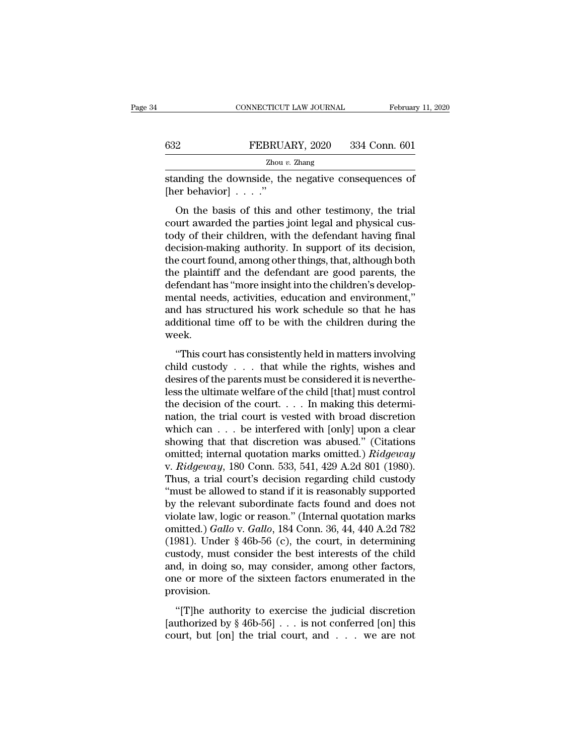standing the downside, the negative consequences of [her behavior] . . . ."

On the basis of this and other testimony, the trial court awarded the parties joint legal and physical custody of their children, with the defendant having final decision-making authority. In support of its decision, the court found, among other things, that, although both the plaintiff and the defendant are good parents, the defendant has "more insight into the children's developmental needs, activities, education and environment," and has structured his work schedule so that he has additional time off to be with the children during the week.

"This court has consistently held in matters involving child custody . . . that while the rights, wishes and desires of the parents must be considered it is nevertheless the ultimate welfare of the child [that] must control the decision of the court. . . . In making this determination, the trial court is vested with broad discretion which can . . . be interfered with [only] upon a clear showing that that discretion was abused." (Citations omitted; internal quotation marks omitted.) *Ridgeway* v. *Ridgeway*, 180 Conn. 533, 541, 429 A.2d 801 (1980). Thus, a trial court's decision regarding child custody "must be allowed to stand if it is reasonably supported by the relevant subordinate facts found and does not violate law, logic or reason." (Internal quotation marks omitted.) *Gallo* v. *Gallo*, 184 Conn. 36, 44, 440 A.2d 782 (1981). Under § 46b-56 (c), the court, in determining custody, must consider the best interests of the child and, in doing so, may consider, among other factors, one or more of the sixteen factors enumerated in the provision.

"[T]he authority to exercise the judicial discretion [authorized by § 46b-56] . . . is not conferred [on] this court, but [on] the trial court, and . . . we are not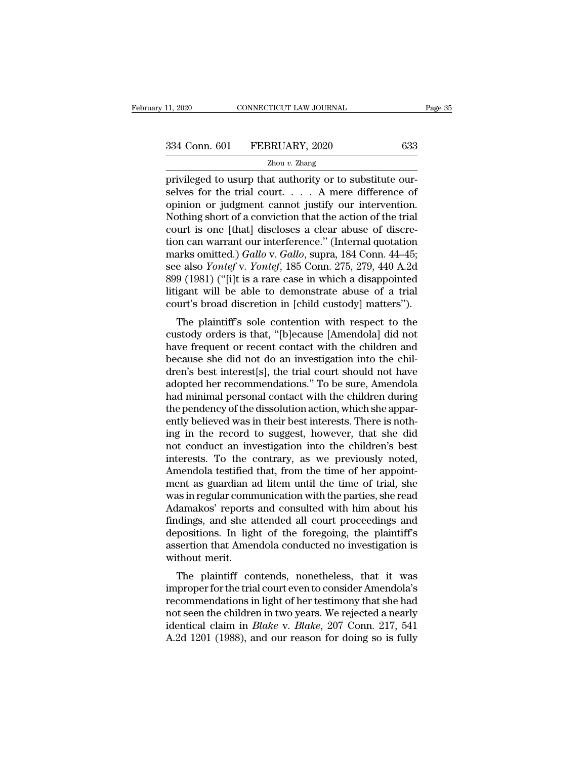privileged to usurp that authority or to substitute ourselves for the trial court. . . . A mere difference of opinion or judgment cannot justify our intervention. Nothing short of a conviction that the action of the trial court is one [that] discloses a clear abuse of discretion can warrant our interference." (Internal quotation marks omitted.) *Gallo* v. *Gallo*, supra, 184 Conn. 44–45; see also *Yontef* v. *Yontef*, 185 Conn. 275, 279, 440 A.2d 899 (1981) ("[i]t is a rare case in which a disappointed litigant will be able to demonstrate abuse of a trial court's broad discretion in [child custody] matters").

The plaintiff's sole contention with respect to the custody orders is that, "[b]ecause [Amendola] did not have frequent or recent contact with the children and because she did not do an investigation into the children's best interest[s], the trial court should not have adopted her recommendations." To be sure, Amendola had minimal personal contact with the children during the pendency of the dissolution action, which she apparently believed was in their best interests. There is nothing in the record to suggest, however, that she did not conduct an investigation into the children's best interests. To the contrary, as we previously noted, Amendola testified that, from the time of her appointment as guardian ad litem until the time of trial, she was in regular communication with the parties, she read Adamakos' reports and consulted with him about his findings, and she attended all court proceedings and depositions. In light of the foregoing, the plaintiff's assertion that Amendola conducted no investigation is without merit.

The plaintiff contends, nonetheless, that it was improper for the trial court even to consider Amendola's recommendations in light of her testimony that she had not seen the children in two years. We rejected a nearly identical claim in *Blake* v. *Blake*, 207 Conn. 217, 541 A.2d 1201 (1988), and our reason for doing so is fully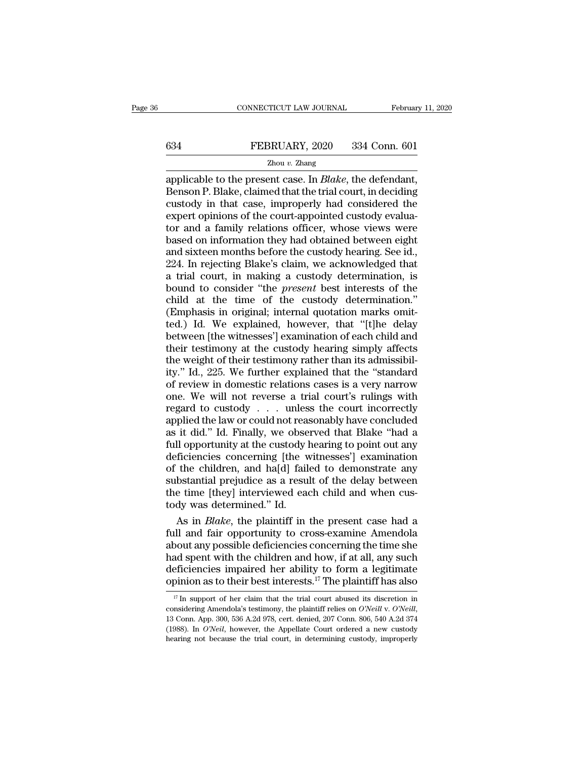applicable to the present case. In *Blake*, the defendant, Benson P. Blake, claimed that the trial court, in deciding custody in that case, improperly had considered the expert opinions of the court-appointed custody evaluator and a family relations officer, whose views were based on information they had obtained between eight and sixteen months before the custody hearing. See id., 224. In rejecting Blake's claim, we acknowledged that a trial court, in making a custody determination, is bound to consider "the *present* best interests of the child at the time of the custody determination." (Emphasis in original; internal quotation marks omitted.) Id. We explained, however, that "[t]he delay between [the witnesses'] examination of each child and their testimony at the custody hearing simply affects the weight of their testimony rather than its admissibility." Id., 225. We further explained that the "standard of review in domestic relations cases is a very narrow one. We will not reverse a trial court's rulings with regard to custody . . . unless the court incorrectly applied the law or could not reasonably have concluded as it did." Id. Finally, we observed that Blake "had a full opportunity at the custody hearing to point out any deficiencies concerning [the witnesses'] examination of the children, and ha[d] failed to demonstrate any substantial prejudice as a result of the delay between the time [they] interviewed each child and when custody was determined." Id.

As in *Blake*, the plaintiff in the present case had a full and fair opportunity to cross-examine Amendola about any possible deficiencies concerning the time she had spent with the children and how, if at all, any such deficiencies impaired her ability to form a legitimate opinion as to their best interests.[17] The plaintiff has also

[17] In support of her claim that the trial court abused its discretion in considering Amendola's testimony, the plaintiff relies on *O'Neill* v. *O'Neill*, 13 Conn. App. 300, 536 A.2d 978, cert. denied, 207 Conn. 806, 540 A.2d 374 (1988). In *O'Neil*, however, the Appellate Court ordered a new custody hearing not because the trial court, in determining custody, improperly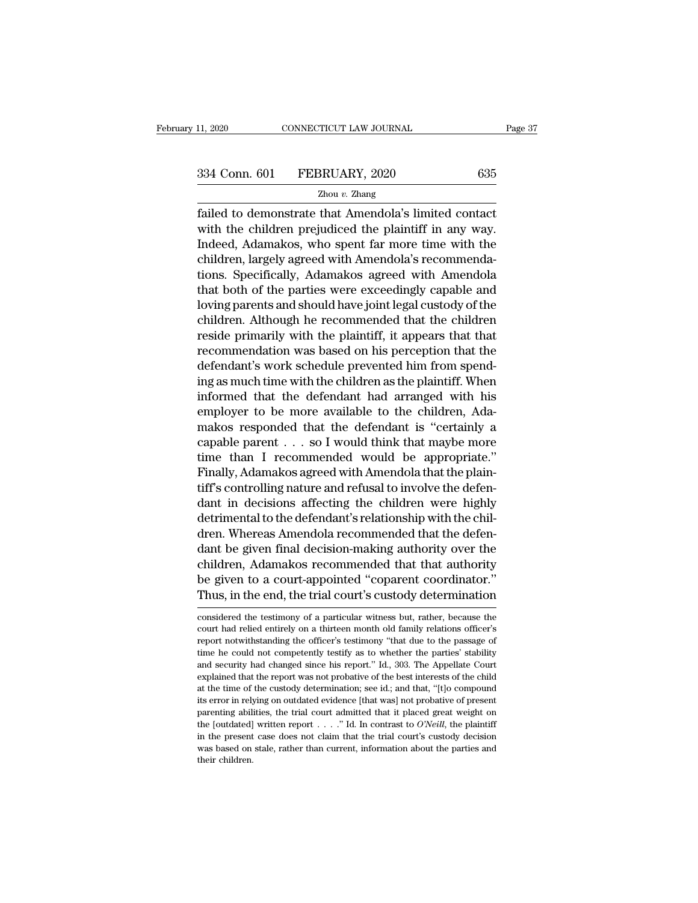failed to demonstrate that Amendola's limited contact with the children prejudiced the plaintiff in any way. Indeed, Adamakos, who spent far more time with the children, largely agreed with Amendola's recommendations. Specifically, Adamakos agreed with Amendola that both of the parties were exceedingly capable and loving parents and should have joint legal custody of the children. Although he recommended that the children reside primarily with the plaintiff, it appears that that recommendation was based on his perception that the defendant's work schedule prevented him from spending as much time with the children as the plaintiff. When informed that the defendant had arranged with his employer to be more available to the children, Adamakos responded that the defendant is "certainly a capable parent . . . so I would think that maybe more time than I recommended would be appropriate." Finally, Adamakos agreed with Amendola that the plaintiff's controlling nature and refusal to involve the defendant in decisions affecting the children were highly detrimental to the defendant's relationship with the children. Whereas Amendola recommended that the defendant be given final decision-making authority over the children, Adamakos recommended that that authority be given to a court-appointed "coparent coordinator." Thus, in the end, the trial court's custody determination

considered the testimony of a particular witness but, rather, because the court had relied entirely on a thirteen month old family relations officer's report notwithstanding the officer's testimony "that due to the passage of time he could not competently testify as to whether the parties' stability and security had changed since his report." Id., 303. The Appellate Court explained that the report was not probative of the best interests of the child at the time of the custody determination; see id.; and that, "[t]o compound its error in relying on outdated evidence [that was] not probative of present parenting abilities, the trial court admitted that it placed great weight on the [outdated] written report . . . ." Id. In contrast to *O'Neill*, the plaintiff in the present case does not claim that the trial court's custody decision was based on stale, rather than current, information about the parties and their children.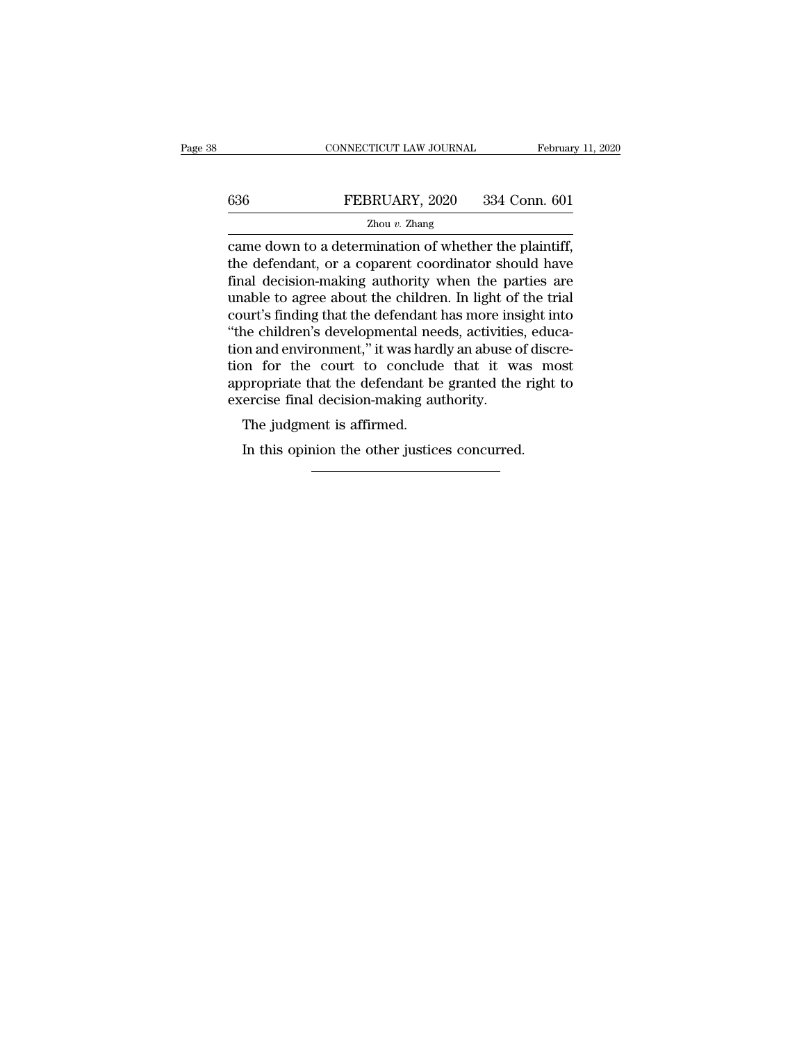came down to a determination of whether the plaintiff, the defendant, or a coparent coordinator should have final decision-making authority when the parties are unable to agree about the children. In light of the trial court's finding that the defendant has more insight into "the children's developmental needs, activities, education and environment," it was hardly an abuse of discretion for the court to conclude that it was most appropriate that the defendant be granted the right to exercise final decision-making authority.

The judgment is affirmed.

In this opinion the other justices concurred.